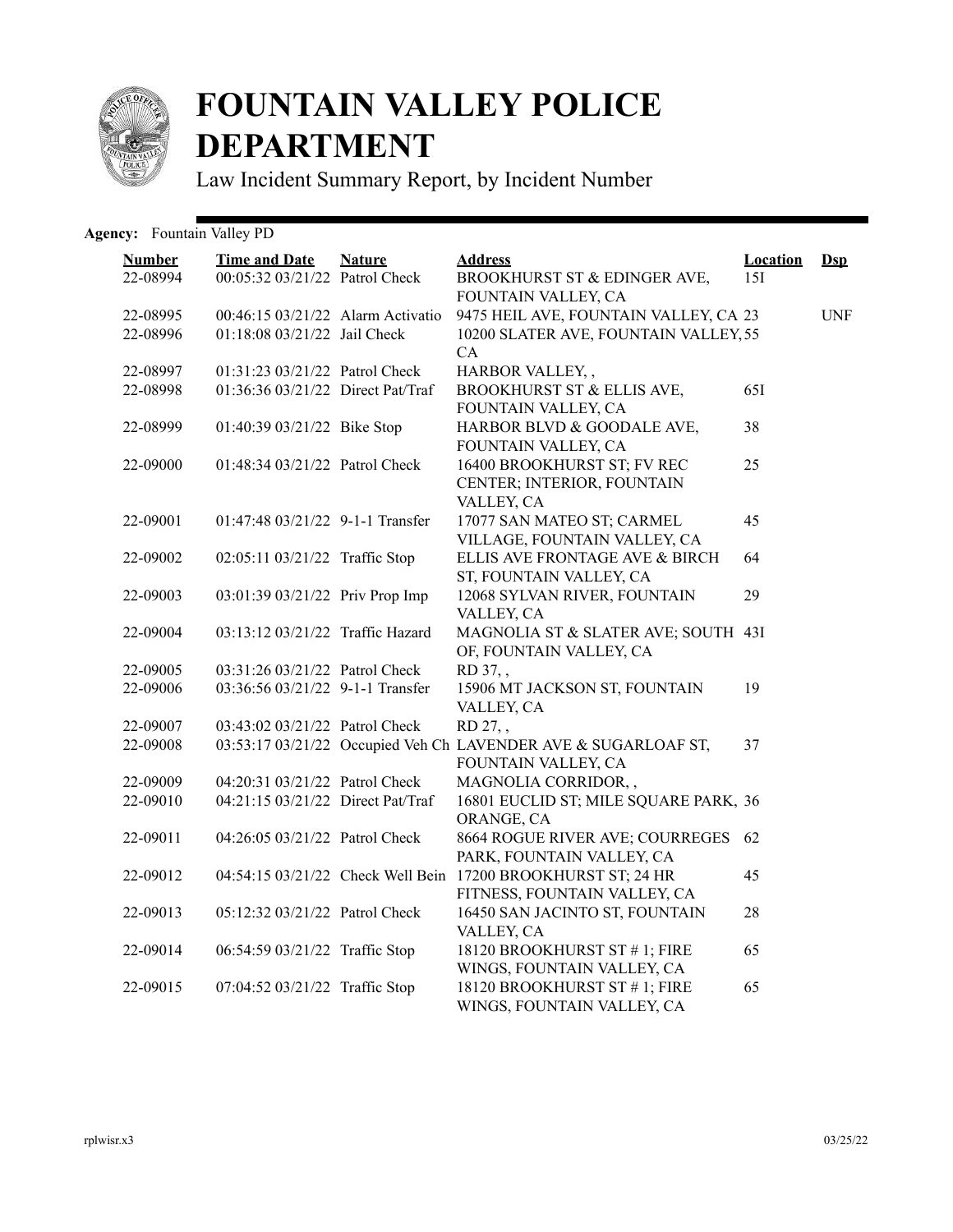# FOUNTAIN VALLEY POLICE DEPARTMENT

Law Incident Summary Report, by Incident Number

**Agency:** Fountain Valley PD

| Number | Time and Date | Nature | Address | Location | Dsp |
|---|---|---|---|---|---|
| 22-08994 | 00:05:32 03/21/22 | Patrol Check | BROOKHURST ST & EDINGER AVE, FOUNTAIN VALLEY, CA | 15I | |
| 22-08995 | 00:46:15 03/21/22 | Alarm Activatio | 9475 HEIL AVE, FOUNTAIN VALLEY, CA | 23 | UNF |
| 22-08996 | 01:18:08 03/21/22 | Jail Check | 10200 SLATER AVE, FOUNTAIN VALLEY, CA | 55 | |
| 22-08997 | 01:31:23 03/21/22 | Patrol Check | HARBOR VALLEY, , | | |
| 22-08998 | 01:36:36 03/21/22 | Direct Pat/Traf | BROOKHURST ST & ELLIS AVE, FOUNTAIN VALLEY, CA | 65I | |
| 22-08999 | 01:40:39 03/21/22 | Bike Stop | HARBOR BLVD & GOODALE AVE, FOUNTAIN VALLEY, CA | 38 | |
| 22-09000 | 01:48:34 03/21/22 | Patrol Check | 16400 BROOKHURST ST; FV REC CENTER; INTERIOR, FOUNTAIN VALLEY, CA | 25 | |
| 22-09001 | 01:47:48 03/21/22 | 9-1-1 Transfer | 17077 SAN MATEO ST; CARMEL VILLAGE, FOUNTAIN VALLEY, CA | 45 | |
| 22-09002 | 02:05:11 03/21/22 | Traffic Stop | ELLIS AVE FRONTAGE AVE & BIRCH ST, FOUNTAIN VALLEY, CA | 64 | |
| 22-09003 | 03:01:39 03/21/22 | Priv Prop Imp | 12068 SYLVAN RIVER, FOUNTAIN VALLEY, CA | 29 | |
| 22-09004 | 03:13:12 03/21/22 | Traffic Hazard | MAGNOLIA ST & SLATER AVE; SOUTH OF, FOUNTAIN VALLEY, CA | 43I | |
| 22-09005 | 03:31:26 03/21/22 | Patrol Check | RD 37, , | | |
| 22-09006 | 03:36:56 03/21/22 | 9-1-1 Transfer | 15906 MT JACKSON ST, FOUNTAIN VALLEY, CA | 19 | |
| 22-09007 | 03:43:02 03/21/22 | Patrol Check | RD 27, , | | |
| 22-09008 | 03:53:17 03/21/22 | Occupied Veh Ch | LAVENDER AVE & SUGARLOAF ST, FOUNTAIN VALLEY, CA | 37 | |
| 22-09009 | 04:20:31 03/21/22 | Patrol Check | MAGNOLIA CORRIDOR, , | | |
| 22-09010 | 04:21:15 03/21/22 | Direct Pat/Traf | 16801 EUCLID ST; MILE SQUARE PARK, ORANGE, CA | 36 | |
| 22-09011 | 04:26:05 03/21/22 | Patrol Check | 8664 ROGUE RIVER AVE; COURREGES PARK, FOUNTAIN VALLEY, CA | 62 | |
| 22-09012 | 04:54:15 03/21/22 | Check Well Bein | 17200 BROOKHURST ST; 24 HR FITNESS, FOUNTAIN VALLEY, CA | 45 | |
| 22-09013 | 05:12:32 03/21/22 | Patrol Check | 16450 SAN JACINTO ST, FOUNTAIN VALLEY, CA | 28 | |
| 22-09014 | 06:54:59 03/21/22 | Traffic Stop | 18120 BROOKHURST ST # 1; FIRE WINGS, FOUNTAIN VALLEY, CA | 65 | |
| 22-09015 | 07:04:52 03/21/22 | Traffic Stop | 18120 BROOKHURST ST # 1; FIRE WINGS, FOUNTAIN VALLEY, CA | 65 | |

rplwisr.x3 03/25/22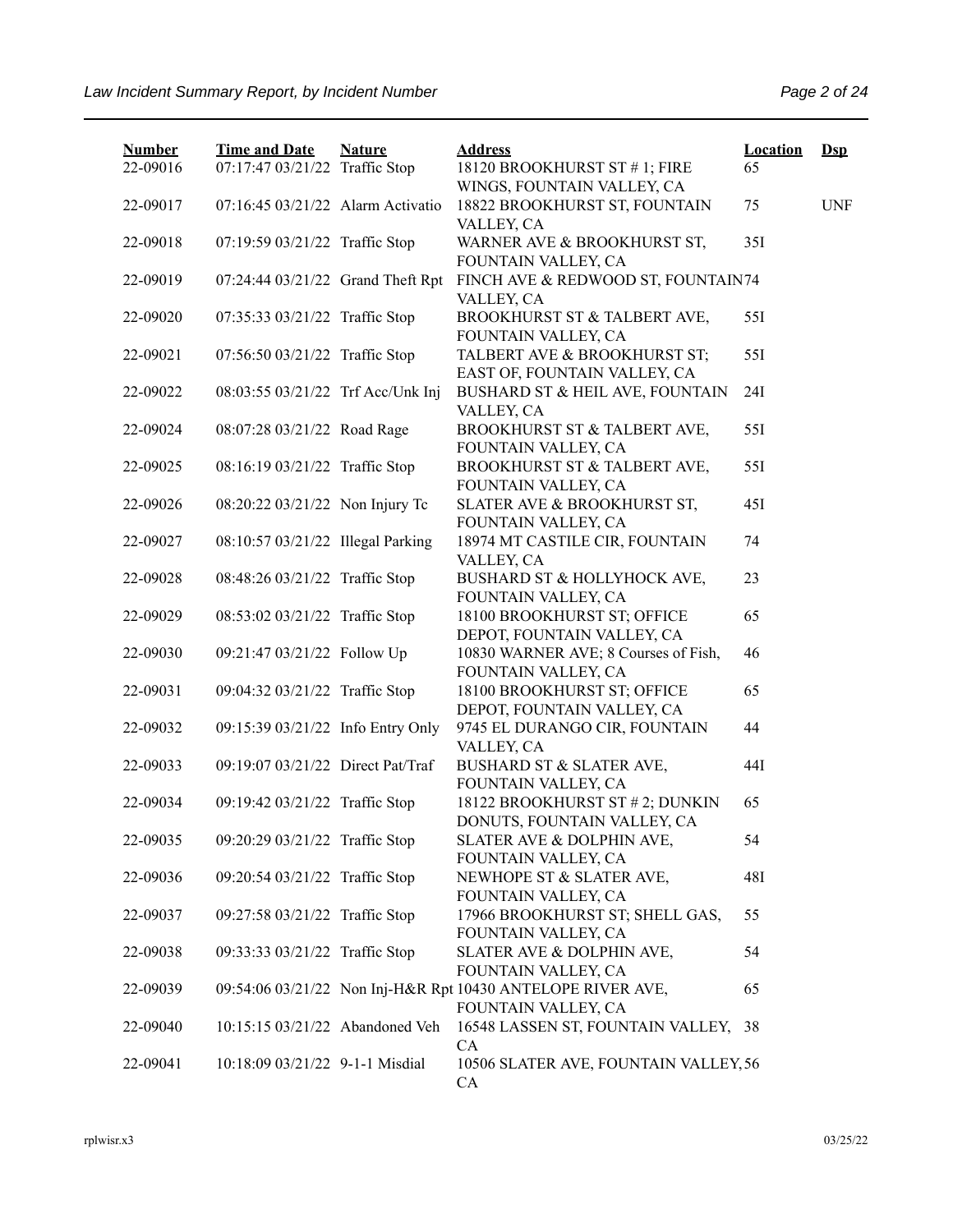| Number | Time and Date | Nature | Address | Location | Dsp |
|---|---|---|---|---|---|
| 22-09016 | 07:17:47 03/21/22 | Traffic Stop | 18120 BROOKHURST ST # 1; FIRE WINGS, FOUNTAIN VALLEY, CA | 65 | |
| 22-09017 | 07:16:45 03/21/22 | Alarm Activatio | 18822 BROOKHURST ST, FOUNTAIN VALLEY, CA | 75 | UNF |
| 22-09018 | 07:19:59 03/21/22 | Traffic Stop | WARNER AVE & BROOKHURST ST, FOUNTAIN VALLEY, CA | 35I | |
| 22-09019 | 07:24:44 03/21/22 | Grand Theft Rpt | FINCH AVE & REDWOOD ST, FOUNTAIN VALLEY, CA | 74 | |
| 22-09020 | 07:35:33 03/21/22 | Traffic Stop | BROOKHURST ST & TALBERT AVE, FOUNTAIN VALLEY, CA | 55I | |
| 22-09021 | 07:56:50 03/21/22 | Traffic Stop | TALBERT AVE & BROOKHURST ST; EAST OF, FOUNTAIN VALLEY, CA | 55I | |
| 22-09022 | 08:03:55 03/21/22 | Trf Acc/Unk Inj | BUSHARD ST & HEIL AVE, FOUNTAIN VALLEY, CA | 24I | |
| 22-09024 | 08:07:28 03/21/22 | Road Rage | BROOKHURST ST & TALBERT AVE, FOUNTAIN VALLEY, CA | 55I | |
| 22-09025 | 08:16:19 03/21/22 | Traffic Stop | BROOKHURST ST & TALBERT AVE, FOUNTAIN VALLEY, CA | 55I | |
| 22-09026 | 08:20:22 03/21/22 | Non Injury Tc | SLATER AVE & BROOKHURST ST, FOUNTAIN VALLEY, CA | 45I | |
| 22-09027 | 08:10:57 03/21/22 | Illegal Parking | 18974 MT CASTILE CIR, FOUNTAIN VALLEY, CA | 74 | |
| 22-09028 | 08:48:26 03/21/22 | Traffic Stop | BUSHARD ST & HOLLYHOCK AVE, FOUNTAIN VALLEY, CA | 23 | |
| 22-09029 | 08:53:02 03/21/22 | Traffic Stop | 18100 BROOKHURST ST; OFFICE DEPOT, FOUNTAIN VALLEY, CA | 65 | |
| 22-09030 | 09:21:47 03/21/22 | Follow Up | 10830 WARNER AVE; 8 Courses of Fish, FOUNTAIN VALLEY, CA | 46 | |
| 22-09031 | 09:04:32 03/21/22 | Traffic Stop | 18100 BROOKHURST ST; OFFICE DEPOT, FOUNTAIN VALLEY, CA | 65 | |
| 22-09032 | 09:15:39 03/21/22 | Info Entry Only | 9745 EL DURANGO CIR, FOUNTAIN VALLEY, CA | 44 | |
| 22-09033 | 09:19:07 03/21/22 | Direct Pat/Traf | BUSHARD ST & SLATER AVE, FOUNTAIN VALLEY, CA | 44I | |
| 22-09034 | 09:19:42 03/21/22 | Traffic Stop | 18122 BROOKHURST ST # 2; DUNKIN DONUTS, FOUNTAIN VALLEY, CA | 65 | |
| 22-09035 | 09:20:29 03/21/22 | Traffic Stop | SLATER AVE & DOLPHIN AVE, FOUNTAIN VALLEY, CA | 54 | |
| 22-09036 | 09:20:54 03/21/22 | Traffic Stop | NEWHOPE ST & SLATER AVE, FOUNTAIN VALLEY, CA | 48I | |
| 22-09037 | 09:27:58 03/21/22 | Traffic Stop | 17966 BROOKHURST ST; SHELL GAS, FOUNTAIN VALLEY, CA | 55 | |
| 22-09038 | 09:33:33 03/21/22 | Traffic Stop | SLATER AVE & DOLPHIN AVE, FOUNTAIN VALLEY, CA | 54 | |
| 22-09039 | 09:54:06 03/21/22 | Non Inj-H&R Rpt | 10430 ANTELOPE RIVER AVE, FOUNTAIN VALLEY, CA | 65 | |
| 22-09040 | 10:15:15 03/21/22 | Abandoned Veh | 16548 LASSEN ST, FOUNTAIN VALLEY, CA | 38 | |
| 22-09041 | 10:18:09 03/21/22 | 9-1-1 Misdial | 10506 SLATER AVE, FOUNTAIN VALLEY, CA | 56 | |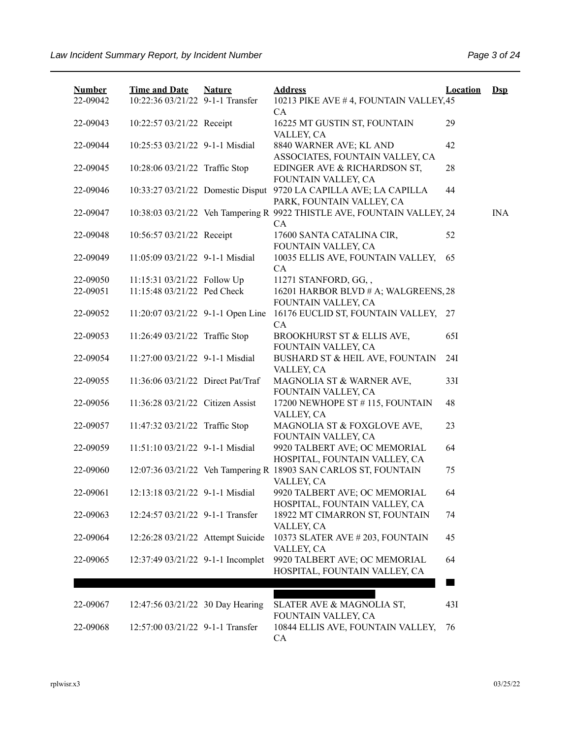| Number | Time and Date | Nature | Address | Location | Dsp |
|---|---|---|---|---|---|
| 22-09042 | 10:22:36 03/21/22 | 9-1-1 Transfer | 10213 PIKE AVE # 4, FOUNTAIN VALLEY, CA | 45 | |
| 22-09043 | 10:22:57 03/21/22 | Receipt | 16225 MT GUSTIN ST, FOUNTAIN VALLEY, CA | 29 | |
| 22-09044 | 10:25:53 03/21/22 | 9-1-1 Misdial | 8840 WARNER AVE; KL AND ASSOCIATES, FOUNTAIN VALLEY, CA | 42 | |
| 22-09045 | 10:28:06 03/21/22 | Traffic Stop | EDINGER AVE & RICHARDSON ST, FOUNTAIN VALLEY, CA | 28 | |
| 22-09046 | 10:33:27 03/21/22 | Domestic Disput | 9720 LA CAPILLA AVE; LA CAPILLA PARK, FOUNTAIN VALLEY, CA | 44 | |
| 22-09047 | 10:38:03 03/21/22 | Veh Tampering R | 9922 THISTLE AVE, FOUNTAIN VALLEY, CA | 24 | INA |
| 22-09048 | 10:56:57 03/21/22 | Receipt | 17600 SANTA CATALINA CIR, FOUNTAIN VALLEY, CA | 52 | |
| 22-09049 | 11:05:09 03/21/22 | 9-1-1 Misdial | 10035 ELLIS AVE, FOUNTAIN VALLEY, CA | 65 | |
| 22-09050 | 11:15:31 03/21/22 | Follow Up | 11271 STANFORD, GG, , | | |
| 22-09051 | 11:15:48 03/21/22 | Ped Check | 16201 HARBOR BLVD # A; WALGREENS, FOUNTAIN VALLEY, CA | 28 | |
| 22-09052 | 11:20:07 03/21/22 | 9-1-1 Open Line | 16176 EUCLID ST, FOUNTAIN VALLEY, CA | 27 | |
| 22-09053 | 11:26:49 03/21/22 | Traffic Stop | BROOKHURST ST & ELLIS AVE, FOUNTAIN VALLEY, CA | 65I | |
| 22-09054 | 11:27:00 03/21/22 | 9-1-1 Misdial | BUSHARD ST & HEIL AVE, FOUNTAIN VALLEY, CA | 24I | |
| 22-09055 | 11:36:06 03/21/22 | Direct Pat/Traf | MAGNOLIA ST & WARNER AVE, FOUNTAIN VALLEY, CA | 33I | |
| 22-09056 | 11:36:28 03/21/22 | Citizen Assist | 17200 NEWHOPE ST # 115, FOUNTAIN VALLEY, CA | 48 | |
| 22-09057 | 11:47:32 03/21/22 | Traffic Stop | MAGNOLIA ST & FOXGLOVE AVE, FOUNTAIN VALLEY, CA | 23 | |
| 22-09059 | 11:51:10 03/21/22 | 9-1-1 Misdial | 9920 TALBERT AVE; OC MEMORIAL HOSPITAL, FOUNTAIN VALLEY, CA | 64 | |
| 22-09060 | 12:07:36 03/21/22 | Veh Tampering R | 18903 SAN CARLOS ST, FOUNTAIN VALLEY, CA | 75 | |
| 22-09061 | 12:13:18 03/21/22 | 9-1-1 Misdial | 9920 TALBERT AVE; OC MEMORIAL HOSPITAL, FOUNTAIN VALLEY, CA | 64 | |
| 22-09063 | 12:24:57 03/21/22 | 9-1-1 Transfer | 18922 MT CIMARRON ST, FOUNTAIN VALLEY, CA | 74 | |
| 22-09064 | 12:26:28 03/21/22 | Attempt Suicide | 10373 SLATER AVE # 203, FOUNTAIN VALLEY, CA | 45 | |
| 22-09065 | 12:37:49 03/21/22 | 9-1-1 Incomplet | 9920 TALBERT AVE; OC MEMORIAL HOSPITAL, FOUNTAIN VALLEY, CA | 64 | |
| 22-09067 | 12:47:56 03/21/22 | 30 Day Hearing | SLATER AVE & MAGNOLIA ST, FOUNTAIN VALLEY, CA | 43I | |
| 22-09068 | 12:57:00 03/21/22 | 9-1-1 Transfer | 10844 ELLIS AVE, FOUNTAIN VALLEY, CA | 76 | |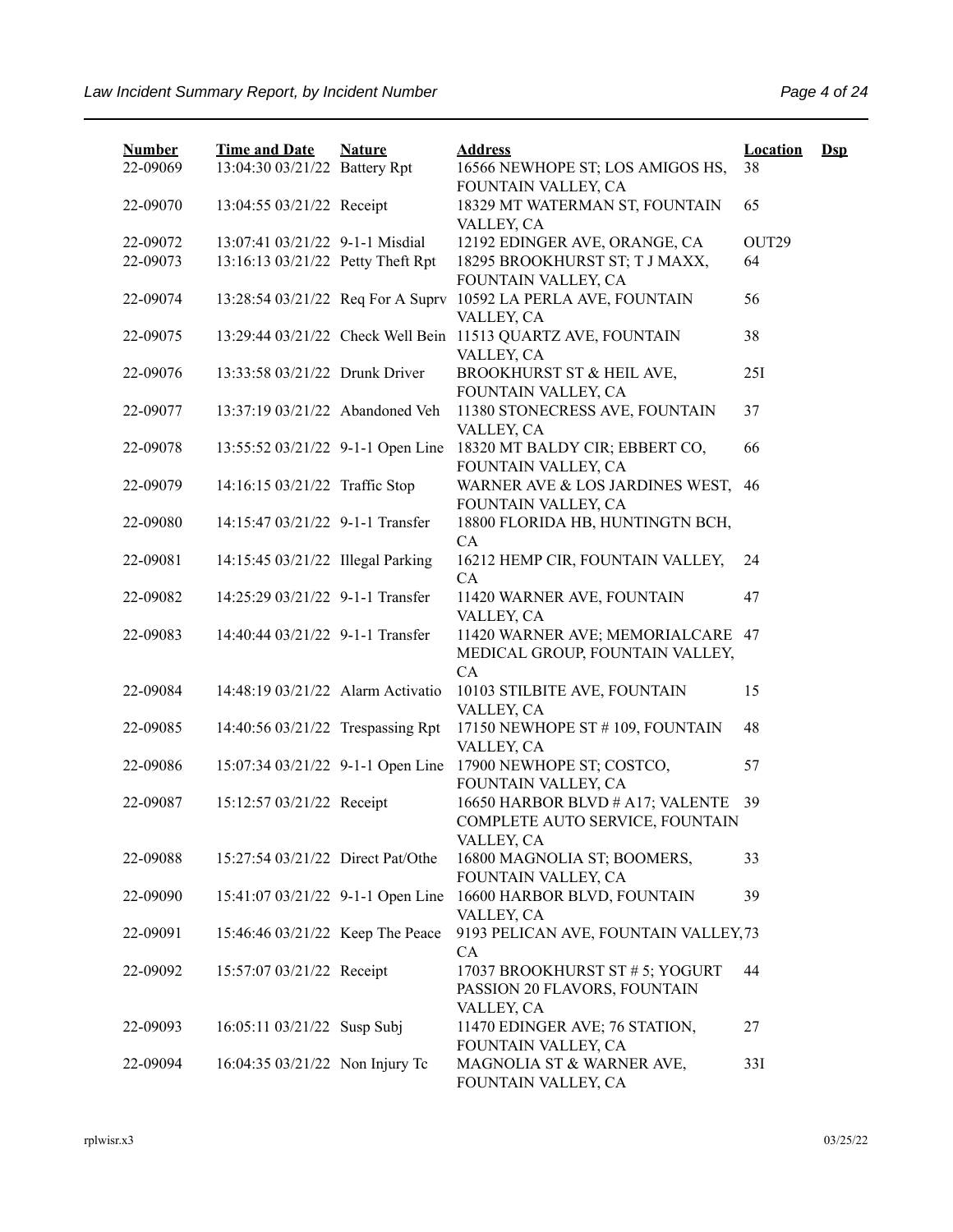| Number | Time and Date | Nature | Address | Location | Dsp |
|---|---|---|---|---|---|
| 22-09069 | 13:04:30 03/21/22 | Battery Rpt | 16566 NEWHOPE ST; LOS AMIGOS HS, FOUNTAIN VALLEY, CA | 38 | |
| 22-09070 | 13:04:55 03/21/22 | Receipt | 18329 MT WATERMAN ST, FOUNTAIN VALLEY, CA | 65 | |
| 22-09072 | 13:07:41 03/21/22 | 9-1-1 Misdial | 12192 EDINGER AVE, ORANGE, CA | OUT29 | |
| 22-09073 | 13:16:13 03/21/22 | Petty Theft Rpt | 18295 BROOKHURST ST; T J MAXX, FOUNTAIN VALLEY, CA | 64 | |
| 22-09074 | 13:28:54 03/21/22 | Req For A Suprv | 10592 LA PERLA AVE, FOUNTAIN VALLEY, CA | 56 | |
| 22-09075 | 13:29:44 03/21/22 | Check Well Bein | 11513 QUARTZ AVE, FOUNTAIN VALLEY, CA | 38 | |
| 22-09076 | 13:33:58 03/21/22 | Drunk Driver | BROOKHURST ST & HEIL AVE, FOUNTAIN VALLEY, CA | 25I | |
| 22-09077 | 13:37:19 03/21/22 | Abandoned Veh | 11380 STONECRESS AVE, FOUNTAIN VALLEY, CA | 37 | |
| 22-09078 | 13:55:52 03/21/22 | 9-1-1 Open Line | 18320 MT BALDY CIR; EBBERT CO, FOUNTAIN VALLEY, CA | 66 | |
| 22-09079 | 14:16:15 03/21/22 | Traffic Stop | WARNER AVE & LOS JARDINES WEST, FOUNTAIN VALLEY, CA | 46 | |
| 22-09080 | 14:15:47 03/21/22 | 9-1-1 Transfer | 18800 FLORIDA HB, HUNTINGTN BCH, CA | | |
| 22-09081 | 14:15:45 03/21/22 | Illegal Parking | 16212 HEMP CIR, FOUNTAIN VALLEY, CA | 24 | |
| 22-09082 | 14:25:29 03/21/22 | 9-1-1 Transfer | 11420 WARNER AVE, FOUNTAIN VALLEY, CA | 47 | |
| 22-09083 | 14:40:44 03/21/22 | 9-1-1 Transfer | 11420 WARNER AVE; MEMORIALCARE MEDICAL GROUP, FOUNTAIN VALLEY, CA | 47 | |
| 22-09084 | 14:48:19 03/21/22 | Alarm Activatio | 10103 STILBITE AVE, FOUNTAIN VALLEY, CA | 15 | |
| 22-09085 | 14:40:56 03/21/22 | Trespassing Rpt | 17150 NEWHOPE ST # 109, FOUNTAIN VALLEY, CA | 48 | |
| 22-09086 | 15:07:34 03/21/22 | 9-1-1 Open Line | 17900 NEWHOPE ST; COSTCO, FOUNTAIN VALLEY, CA | 57 | |
| 22-09087 | 15:12:57 03/21/22 | Receipt | 16650 HARBOR BLVD # A17; VALENTE COMPLETE AUTO SERVICE, FOUNTAIN VALLEY, CA | 39 | |
| 22-09088 | 15:27:54 03/21/22 | Direct Pat/Othe | 16800 MAGNOLIA ST; BOOMERS, FOUNTAIN VALLEY, CA | 33 | |
| 22-09090 | 15:41:07 03/21/22 | 9-1-1 Open Line | 16600 HARBOR BLVD, FOUNTAIN VALLEY, CA | 39 | |
| 22-09091 | 15:46:46 03/21/22 | Keep The Peace | 9193 PELICAN AVE, FOUNTAIN VALLEY, CA | 73 | |
| 22-09092 | 15:57:07 03/21/22 | Receipt | 17037 BROOKHURST ST # 5; YOGURT PASSION 20 FLAVORS, FOUNTAIN VALLEY, CA | 44 | |
| 22-09093 | 16:05:11 03/21/22 | Susp Subj | 11470 EDINGER AVE; 76 STATION, FOUNTAIN VALLEY, CA | 27 | |
| 22-09094 | 16:04:35 03/21/22 | Non Injury Tc | MAGNOLIA ST & WARNER AVE, FOUNTAIN VALLEY, CA | 33I | |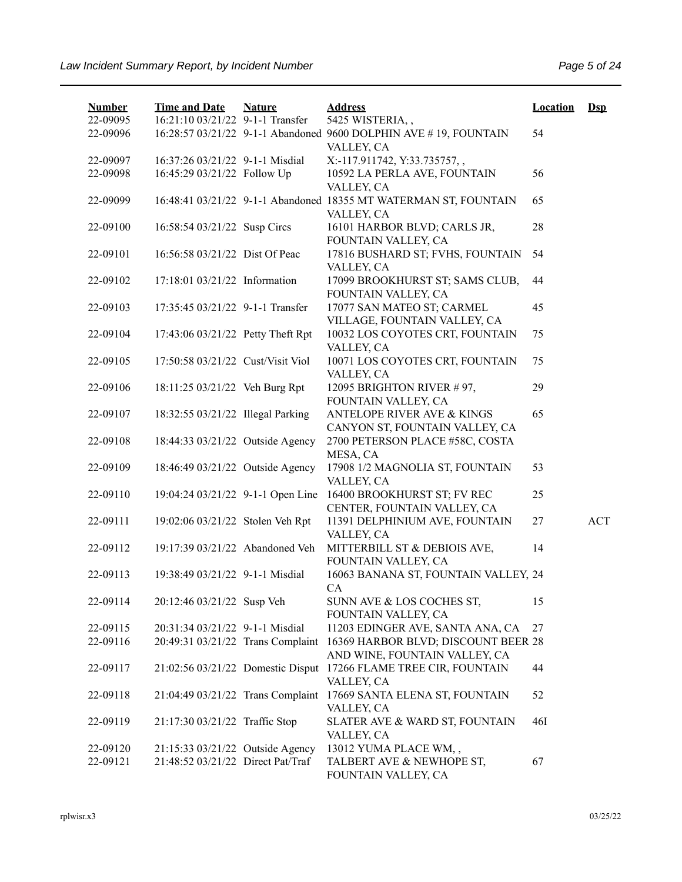| Number | Time and Date | Nature | Address | Location | Dsp |
|---|---|---|---|---|---|
| 22-09095 | 16:21:10 03/21/22 | 9-1-1 Transfer | 5425 WISTERIA, , | | |
| 22-09096 | 16:28:57 03/21/22 | 9-1-1 Abandoned | 9600 DOLPHIN AVE # 19, FOUNTAIN VALLEY, CA | 54 | |
| 22-09097 | 16:37:26 03/21/22 | 9-1-1 Misdial | X:-117.911742, Y:33.735757, , | | |
| 22-09098 | 16:45:29 03/21/22 | Follow Up | 10592 LA PERLA AVE, FOUNTAIN VALLEY, CA | 56 | |
| 22-09099 | 16:48:41 03/21/22 | 9-1-1 Abandoned | 18355 MT WATERMAN ST, FOUNTAIN VALLEY, CA | 65 | |
| 22-09100 | 16:58:54 03/21/22 | Susp Circs | 16101 HARBOR BLVD; CARLS JR, FOUNTAIN VALLEY, CA | 28 | |
| 22-09101 | 16:56:58 03/21/22 | Dist Of Peac | 17816 BUSHARD ST; FVHS, FOUNTAIN VALLEY, CA | 54 | |
| 22-09102 | 17:18:01 03/21/22 | Information | 17099 BROOKHURST ST; SAMS CLUB, FOUNTAIN VALLEY, CA | 44 | |
| 22-09103 | 17:35:45 03/21/22 | 9-1-1 Transfer | 17077 SAN MATEO ST; CARMEL VILLAGE, FOUNTAIN VALLEY, CA | 45 | |
| 22-09104 | 17:43:06 03/21/22 | Petty Theft Rpt | 10032 LOS COYOTES CRT, FOUNTAIN VALLEY, CA | 75 | |
| 22-09105 | 17:50:58 03/21/22 | Cust/Visit Viol | 10071 LOS COYOTES CRT, FOUNTAIN VALLEY, CA | 75 | |
| 22-09106 | 18:11:25 03/21/22 | Veh Burg Rpt | 12095 BRIGHTON RIVER # 97, FOUNTAIN VALLEY, CA | 29 | |
| 22-09107 | 18:32:55 03/21/22 | Illegal Parking | ANTELOPE RIVER AVE & KINGS CANYON ST, FOUNTAIN VALLEY, CA | 65 | |
| 22-09108 | 18:44:33 03/21/22 | Outside Agency | 2700 PETERSON PLACE #58C, COSTA MESA, CA | | |
| 22-09109 | 18:46:49 03/21/22 | Outside Agency | 17908 1/2 MAGNOLIA ST, FOUNTAIN VALLEY, CA | 53 | |
| 22-09110 | 19:04:24 03/21/22 | 9-1-1 Open Line | 16400 BROOKHURST ST; FV REC CENTER, FOUNTAIN VALLEY, CA | 25 | |
| 22-09111 | 19:02:06 03/21/22 | Stolen Veh Rpt | 11391 DELPHINIUM AVE, FOUNTAIN VALLEY, CA | 27 | ACT |
| 22-09112 | 19:17:39 03/21/22 | Abandoned Veh | MITTERBILL ST & DEBIOIS AVE, FOUNTAIN VALLEY, CA | 14 | |
| 22-09113 | 19:38:49 03/21/22 | 9-1-1 Misdial | 16063 BANANA ST, FOUNTAIN VALLEY, CA | 24 | |
| 22-09114 | 20:12:46 03/21/22 | Susp Veh | SUNN AVE & LOS COCHES ST, FOUNTAIN VALLEY, CA | 15 | |
| 22-09115 | 20:31:34 03/21/22 | 9-1-1 Misdial | 11203 EDINGER AVE, SANTA ANA, CA | 27 | |
| 22-09116 | 20:49:31 03/21/22 | Trans Complaint | 16369 HARBOR BLVD; DISCOUNT BEER AND WINE, FOUNTAIN VALLEY, CA | 28 | |
| 22-09117 | 21:02:56 03/21/22 | Domestic Disput | 17266 FLAME TREE CIR, FOUNTAIN VALLEY, CA | 44 | |
| 22-09118 | 21:04:49 03/21/22 | Trans Complaint | 17669 SANTA ELENA ST, FOUNTAIN VALLEY, CA | 52 | |
| 22-09119 | 21:17:30 03/21/22 | Traffic Stop | SLATER AVE & WARD ST, FOUNTAIN VALLEY, CA | 46I | |
| 22-09120 | 21:15:33 03/21/22 | Outside Agency | 13012 YUMA PLACE WM, , | | |
| 22-09121 | 21:48:52 03/21/22 | Direct Pat/Traf | TALBERT AVE & NEWHOPE ST, FOUNTAIN VALLEY, CA | 67 | |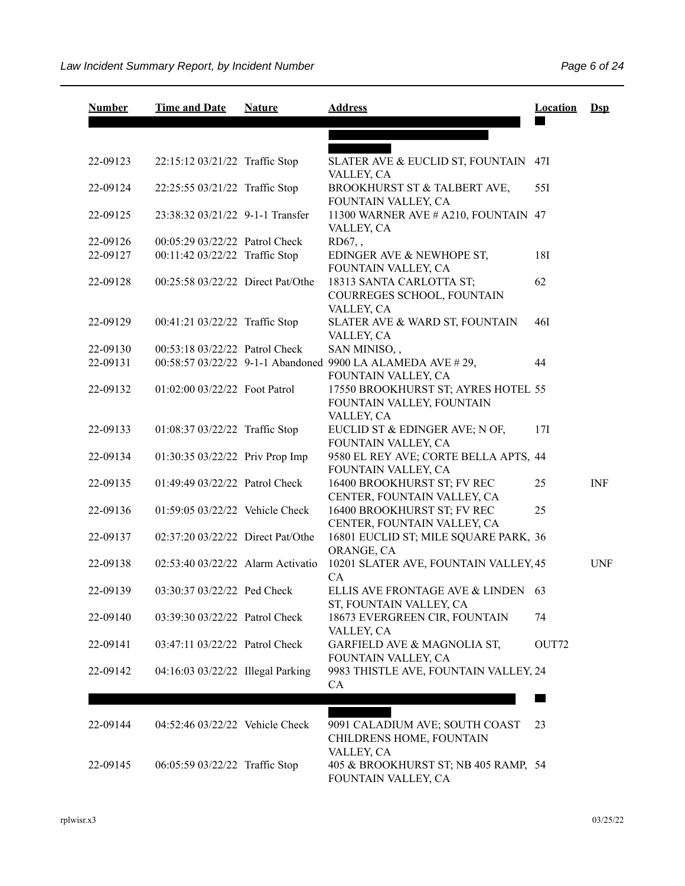| Number | Time and Date | Nature | Address | Location | Dsp |
|---|---|---|---|---|---|
| 22-09123 | 22:15:12 03/21/22 | Traffic Stop | SLATER AVE & EUCLID ST, FOUNTAIN VALLEY, CA | 47I | |
| 22-09124 | 22:25:55 03/21/22 | Traffic Stop | BROOKHURST ST & TALBERT AVE, FOUNTAIN VALLEY, CA | 55I | |
| 22-09125 | 23:38:32 03/21/22 | 9-1-1 Transfer | 11300 WARNER AVE # A210, FOUNTAIN VALLEY, CA | 47 | |
| 22-09126 | 00:05:29 03/22/22 | Patrol Check | RD67, , | | |
| 22-09127 | 00:11:42 03/22/22 | Traffic Stop | EDINGER AVE & NEWHOPE ST, FOUNTAIN VALLEY, CA | 18I | |
| 22-09128 | 00:25:58 03/22/22 | Direct Pat/Othe | 18313 SANTA CARLOTTA ST; COURREGES SCHOOL, FOUNTAIN VALLEY, CA | 62 | |
| 22-09129 | 00:41:21 03/22/22 | Traffic Stop | SLATER AVE & WARD ST, FOUNTAIN VALLEY, CA | 46I | |
| 22-09130 | 00:53:18 03/22/22 | Patrol Check | SAN MINISO, , | | |
| 22-09131 | 00:58:57 03/22/22 | 9-1-1 Abandoned | 9900 LA ALAMEDA AVE # 29, FOUNTAIN VALLEY, CA | 44 | |
| 22-09132 | 01:02:00 03/22/22 | Foot Patrol | 17550 BROOKHURST ST; AYRES HOTEL FOUNTAIN VALLEY, FOUNTAIN VALLEY, CA | 55 | |
| 22-09133 | 01:08:37 03/22/22 | Traffic Stop | EUCLID ST & EDINGER AVE; N OF, FOUNTAIN VALLEY, CA | 17I | |
| 22-09134 | 01:30:35 03/22/22 | Priv Prop Imp | 9580 EL REY AVE; CORTE BELLA APTS, FOUNTAIN VALLEY, CA | 44 | |
| 22-09135 | 01:49:49 03/22/22 | Patrol Check | 16400 BROOKHURST ST; FV REC CENTER, FOUNTAIN VALLEY, CA | 25 | INF |
| 22-09136 | 01:59:05 03/22/22 | Vehicle Check | 16400 BROOKHURST ST; FV REC CENTER, FOUNTAIN VALLEY, CA | 25 | |
| 22-09137 | 02:37:20 03/22/22 | Direct Pat/Othe | 16801 EUCLID ST; MILE SQUARE PARK, ORANGE, CA | 36 | |
| 22-09138 | 02:53:40 03/22/22 | Alarm Activatio | 10201 SLATER AVE, FOUNTAIN VALLEY, CA | 45 | UNF |
| 22-09139 | 03:30:37 03/22/22 | Ped Check | ELLIS AVE FRONTAGE AVE & LINDEN ST, FOUNTAIN VALLEY, CA | 63 | |
| 22-09140 | 03:39:30 03/22/22 | Patrol Check | 18673 EVERGREEN CIR, FOUNTAIN VALLEY, CA | 74 | |
| 22-09141 | 03:47:11 03/22/22 | Patrol Check | GARFIELD AVE & MAGNOLIA ST, FOUNTAIN VALLEY, CA | OUT72 | |
| 22-09142 | 04:16:03 03/22/22 | Illegal Parking | 9983 THISTLE AVE, FOUNTAIN VALLEY, CA | 24 | |
| 22-09144 | 04:52:46 03/22/22 | Vehicle Check | 9091 CALADIUM AVE; SOUTH COAST CHILDRENS HOME, FOUNTAIN VALLEY, CA | 23 | |
| 22-09145 | 06:05:59 03/22/22 | Traffic Stop | 405 & BROOKHURST ST; NB 405 RAMP, FOUNTAIN VALLEY, CA | 54 | |

rplwisr.x3 03/25/22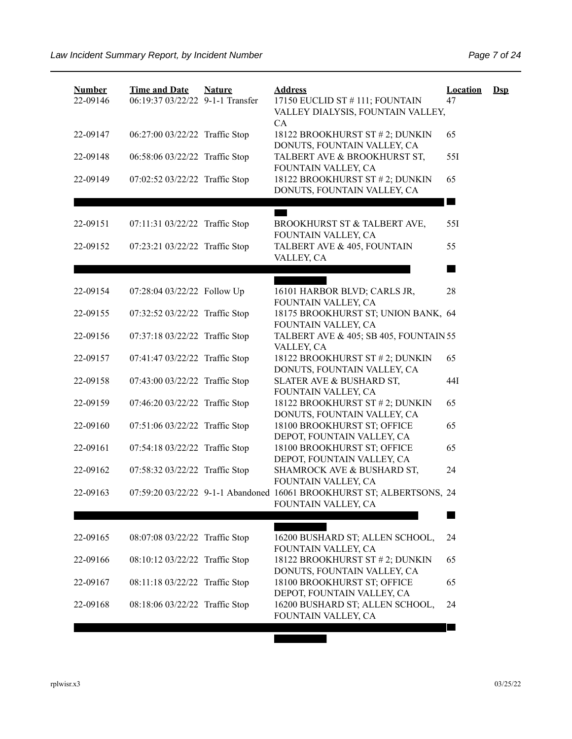| Number | Time and Date | Nature | Address | Location | Dsp |
|---|---|---|---|---|---|
| 22-09146 | 06:19:37 03/22/22 | 9-1-1 Transfer | 17150 EUCLID ST # 111; FOUNTAIN VALLEY DIALYSIS, FOUNTAIN VALLEY, CA | 47 | |
| 22-09147 | 06:27:00 03/22/22 | Traffic Stop | 18122 BROOKHURST ST # 2; DUNKIN DONUTS, FOUNTAIN VALLEY, CA | 65 | |
| 22-09148 | 06:58:06 03/22/22 | Traffic Stop | TALBERT AVE & BROOKHURST ST, FOUNTAIN VALLEY, CA | 55I | |
| 22-09149 | 07:02:52 03/22/22 | Traffic Stop | 18122 BROOKHURST ST # 2; DUNKIN DONUTS, FOUNTAIN VALLEY, CA | 65 | |
| 22-09151 | 07:11:31 03/22/22 | Traffic Stop | BROOKHURST ST & TALBERT AVE, FOUNTAIN VALLEY, CA | 55I | |
| 22-09152 | 07:23:21 03/22/22 | Traffic Stop | TALBERT AVE & 405, FOUNTAIN VALLEY, CA | 55 | |
| 22-09154 | 07:28:04 03/22/22 | Follow Up | 16101 HARBOR BLVD; CARLS JR, FOUNTAIN VALLEY, CA | 28 | |
| 22-09155 | 07:32:52 03/22/22 | Traffic Stop | 18175 BROOKHURST ST; UNION BANK, FOUNTAIN VALLEY, CA | 64 | |
| 22-09156 | 07:37:18 03/22/22 | Traffic Stop | TALBERT AVE & 405; SB 405, FOUNTAIN VALLEY, CA | 55 | |
| 22-09157 | 07:41:47 03/22/22 | Traffic Stop | 18122 BROOKHURST ST # 2; DUNKIN DONUTS, FOUNTAIN VALLEY, CA | 65 | |
| 22-09158 | 07:43:00 03/22/22 | Traffic Stop | SLATER AVE & BUSHARD ST, FOUNTAIN VALLEY, CA | 44I | |
| 22-09159 | 07:46:20 03/22/22 | Traffic Stop | 18122 BROOKHURST ST # 2; DUNKIN DONUTS, FOUNTAIN VALLEY, CA | 65 | |
| 22-09160 | 07:51:06 03/22/22 | Traffic Stop | 18100 BROOKHURST ST; OFFICE DEPOT, FOUNTAIN VALLEY, CA | 65 | |
| 22-09161 | 07:54:18 03/22/22 | Traffic Stop | 18100 BROOKHURST ST; OFFICE DEPOT, FOUNTAIN VALLEY, CA | 65 | |
| 22-09162 | 07:58:32 03/22/22 | Traffic Stop | SHAMROCK AVE & BUSHARD ST, FOUNTAIN VALLEY, CA | 24 | |
| 22-09163 | 07:59:20 03/22/22 | 9-1-1 Abandoned | 16061 BROOKHURST ST; ALBERTSONS, FOUNTAIN VALLEY, CA | 24 | |
| 22-09165 | 08:07:08 03/22/22 | Traffic Stop | 16200 BUSHARD ST; ALLEN SCHOOL, FOUNTAIN VALLEY, CA | 24 | |
| 22-09166 | 08:10:12 03/22/22 | Traffic Stop | 18122 BROOKHURST ST # 2; DUNKIN DONUTS, FOUNTAIN VALLEY, CA | 65 | |
| 22-09167 | 08:11:18 03/22/22 | Traffic Stop | 18100 BROOKHURST ST; OFFICE DEPOT, FOUNTAIN VALLEY, CA | 65 | |
| 22-09168 | 08:18:06 03/22/22 | Traffic Stop | 16200 BUSHARD ST; ALLEN SCHOOL, FOUNTAIN VALLEY, CA | 24 | |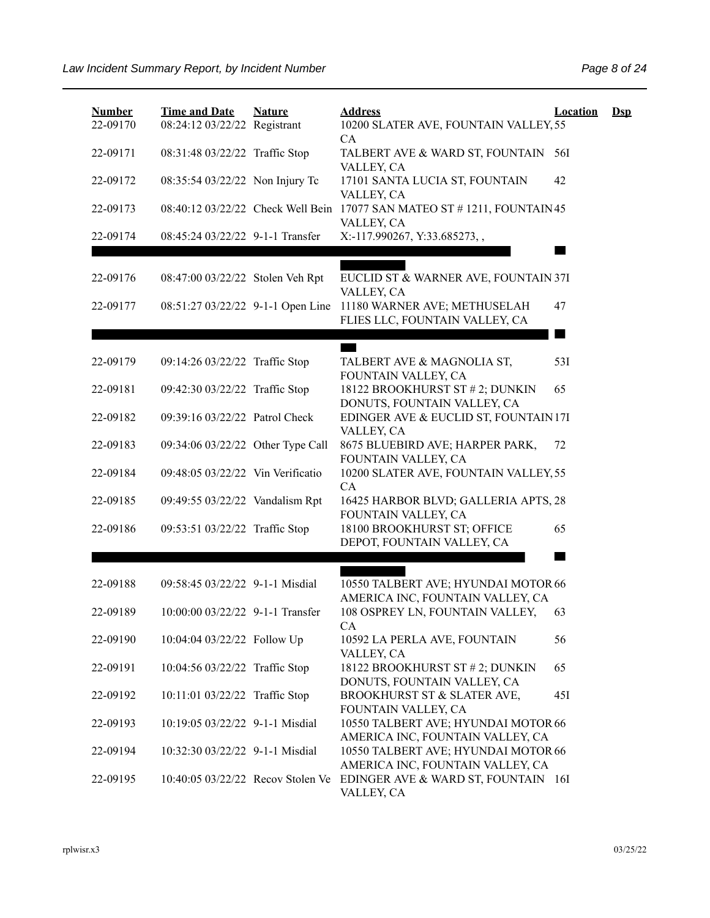| Number | Time and Date | Nature | Address | Location | Dsp |
|---|---|---|---|---|---|
| 22-09170 | 08:24:12 03/22/22 | Registrant | 10200 SLATER AVE, FOUNTAIN VALLEY, CA | 55 | |
| 22-09171 | 08:31:48 03/22/22 | Traffic Stop | TALBERT AVE & WARD ST, FOUNTAIN VALLEY, CA | 56I | |
| 22-09172 | 08:35:54 03/22/22 | Non Injury Tc | 17101 SANTA LUCIA ST, FOUNTAIN VALLEY, CA | 42 | |
| 22-09173 | 08:40:12 03/22/22 | Check Well Bein | 17077 SAN MATEO ST # 1211, FOUNTAIN VALLEY, CA | 45 | |
| 22-09174 | 08:45:24 03/22/22 | 9-1-1 Transfer | X:-117.990267, Y:33.685273, , | | |
| 22-09176 | 08:47:00 03/22/22 | Stolen Veh Rpt | EUCLID ST & WARNER AVE, FOUNTAIN VALLEY, CA | 37I | |
| 22-09177 | 08:51:27 03/22/22 | 9-1-1 Open Line | 11180 WARNER AVE; METHUSELAH FLIES LLC, FOUNTAIN VALLEY, CA | 47 | |
| 22-09179 | 09:14:26 03/22/22 | Traffic Stop | TALBERT AVE & MAGNOLIA ST, FOUNTAIN VALLEY, CA | 53I | |
| 22-09181 | 09:42:30 03/22/22 | Traffic Stop | 18122 BROOKHURST ST # 2; DUNKIN DONUTS, FOUNTAIN VALLEY, CA | 65 | |
| 22-09182 | 09:39:16 03/22/22 | Patrol Check | EDINGER AVE & EUCLID ST, FOUNTAIN VALLEY, CA | 17I | |
| 22-09183 | 09:34:06 03/22/22 | Other Type Call | 8675 BLUEBIRD AVE; HARPER PARK, FOUNTAIN VALLEY, CA | 72 | |
| 22-09184 | 09:48:05 03/22/22 | Vin Verificatio | 10200 SLATER AVE, FOUNTAIN VALLEY, CA | 55 | |
| 22-09185 | 09:49:55 03/22/22 | Vandalism Rpt | 16425 HARBOR BLVD; GALLERIA APTS, FOUNTAIN VALLEY, CA | 28 | |
| 22-09186 | 09:53:51 03/22/22 | Traffic Stop | 18100 BROOKHURST ST; OFFICE DEPOT, FOUNTAIN VALLEY, CA | 65 | |
| 22-09188 | 09:58:45 03/22/22 | 9-1-1 Misdial | 10550 TALBERT AVE; HYUNDAI MOTOR AMERICA INC, FOUNTAIN VALLEY, CA | 66 | |
| 22-09189 | 10:00:00 03/22/22 | 9-1-1 Transfer | 108 OSPREY LN, FOUNTAIN VALLEY, CA | 63 | |
| 22-09190 | 10:04:04 03/22/22 | Follow Up | 10592 LA PERLA AVE, FOUNTAIN VALLEY, CA | 56 | |
| 22-09191 | 10:04:56 03/22/22 | Traffic Stop | 18122 BROOKHURST ST # 2; DUNKIN DONUTS, FOUNTAIN VALLEY, CA | 65 | |
| 22-09192 | 10:11:01 03/22/22 | Traffic Stop | BROOKHURST ST & SLATER AVE, FOUNTAIN VALLEY, CA | 45I | |
| 22-09193 | 10:19:05 03/22/22 | 9-1-1 Misdial | 10550 TALBERT AVE; HYUNDAI MOTOR AMERICA INC, FOUNTAIN VALLEY, CA | 66 | |
| 22-09194 | 10:32:30 03/22/22 | 9-1-1 Misdial | 10550 TALBERT AVE; HYUNDAI MOTOR AMERICA INC, FOUNTAIN VALLEY, CA | 66 | |
| 22-09195 | 10:40:05 03/22/22 | Recov Stolen Ve | EDINGER AVE & WARD ST, FOUNTAIN VALLEY, CA | 16I | |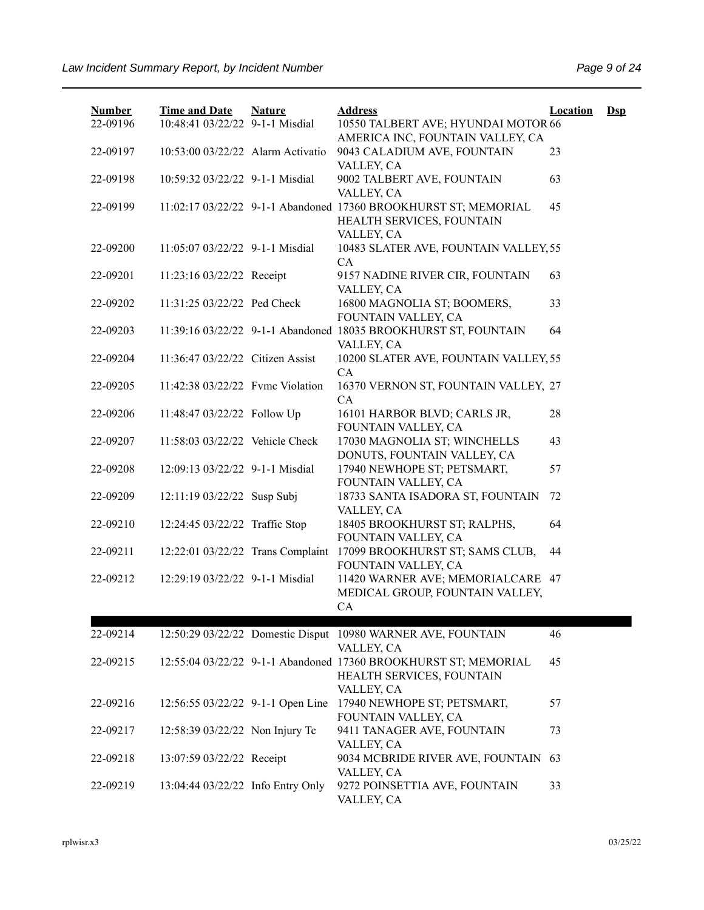| Number | Time and Date | Nature | Address | Location | Dsp |
|---|---|---|---|---|---|
| 22-09196 | 10:48:41 03/22/22 | 9-1-1 Misdial | 10550 TALBERT AVE; HYUNDAI MOTOR AMERICA INC, FOUNTAIN VALLEY, CA | 66 | |
| 22-09197 | 10:53:00 03/22/22 | Alarm Activatio | 9043 CALADIUM AVE, FOUNTAIN VALLEY, CA | 23 | |
| 22-09198 | 10:59:32 03/22/22 | 9-1-1 Misdial | 9002 TALBERT AVE, FOUNTAIN VALLEY, CA | 63 | |
| 22-09199 | 11:02:17 03/22/22 | 9-1-1 Abandoned | 17360 BROOKHURST ST; MEMORIAL HEALTH SERVICES, FOUNTAIN VALLEY, CA | 45 | |
| 22-09200 | 11:05:07 03/22/22 | 9-1-1 Misdial | 10483 SLATER AVE, FOUNTAIN VALLEY, CA | 55 | |
| 22-09201 | 11:23:16 03/22/22 | Receipt | 9157 NADINE RIVER CIR, FOUNTAIN VALLEY, CA | 63 | |
| 22-09202 | 11:31:25 03/22/22 | Ped Check | 16800 MAGNOLIA ST; BOOMERS, FOUNTAIN VALLEY, CA | 33 | |
| 22-09203 | 11:39:16 03/22/22 | 9-1-1 Abandoned | 18035 BROOKHURST ST, FOUNTAIN VALLEY, CA | 64 | |
| 22-09204 | 11:36:47 03/22/22 | Citizen Assist | 10200 SLATER AVE, FOUNTAIN VALLEY, CA | 55 | |
| 22-09205 | 11:42:38 03/22/22 | Fvmc Violation | 16370 VERNON ST, FOUNTAIN VALLEY, CA | 27 | |
| 22-09206 | 11:48:47 03/22/22 | Follow Up | 16101 HARBOR BLVD; CARLS JR, FOUNTAIN VALLEY, CA | 28 | |
| 22-09207 | 11:58:03 03/22/22 | Vehicle Check | 17030 MAGNOLIA ST; WINCHELLS DONUTS, FOUNTAIN VALLEY, CA | 43 | |
| 22-09208 | 12:09:13 03/22/22 | 9-1-1 Misdial | 17940 NEWHOPE ST; PETSMART, FOUNTAIN VALLEY, CA | 57 | |
| 22-09209 | 12:11:19 03/22/22 | Susp Subj | 18733 SANTA ISADORA ST, FOUNTAIN VALLEY, CA | 72 | |
| 22-09210 | 12:24:45 03/22/22 | Traffic Stop | 18405 BROOKHURST ST; RALPHS, FOUNTAIN VALLEY, CA | 64 | |
| 22-09211 | 12:22:01 03/22/22 | Trans Complaint | 17099 BROOKHURST ST; SAMS CLUB, FOUNTAIN VALLEY, CA | 44 | |
| 22-09212 | 12:29:19 03/22/22 | 9-1-1 Misdial | 11420 WARNER AVE; MEMORIALCARE MEDICAL GROUP, FOUNTAIN VALLEY, CA | 47 | |
| 22-09214 | 12:50:29 03/22/22 | Domestic Disput | 10980 WARNER AVE, FOUNTAIN VALLEY, CA | 46 | |
| 22-09215 | 12:55:04 03/22/22 | 9-1-1 Abandoned | 17360 BROOKHURST ST; MEMORIAL HEALTH SERVICES, FOUNTAIN VALLEY, CA | 45 | |
| 22-09216 | 12:56:55 03/22/22 | 9-1-1 Open Line | 17940 NEWHOPE ST; PETSMART, FOUNTAIN VALLEY, CA | 57 | |
| 22-09217 | 12:58:39 03/22/22 | Non Injury Tc | 9411 TANAGER AVE, FOUNTAIN VALLEY, CA | 73 | |
| 22-09218 | 13:07:59 03/22/22 | Receipt | 9034 MCBRIDE RIVER AVE, FOUNTAIN VALLEY, CA | 63 | |
| 22-09219 | 13:04:44 03/22/22 | Info Entry Only | 9272 POINSETTIA AVE, FOUNTAIN VALLEY, CA | 33 | |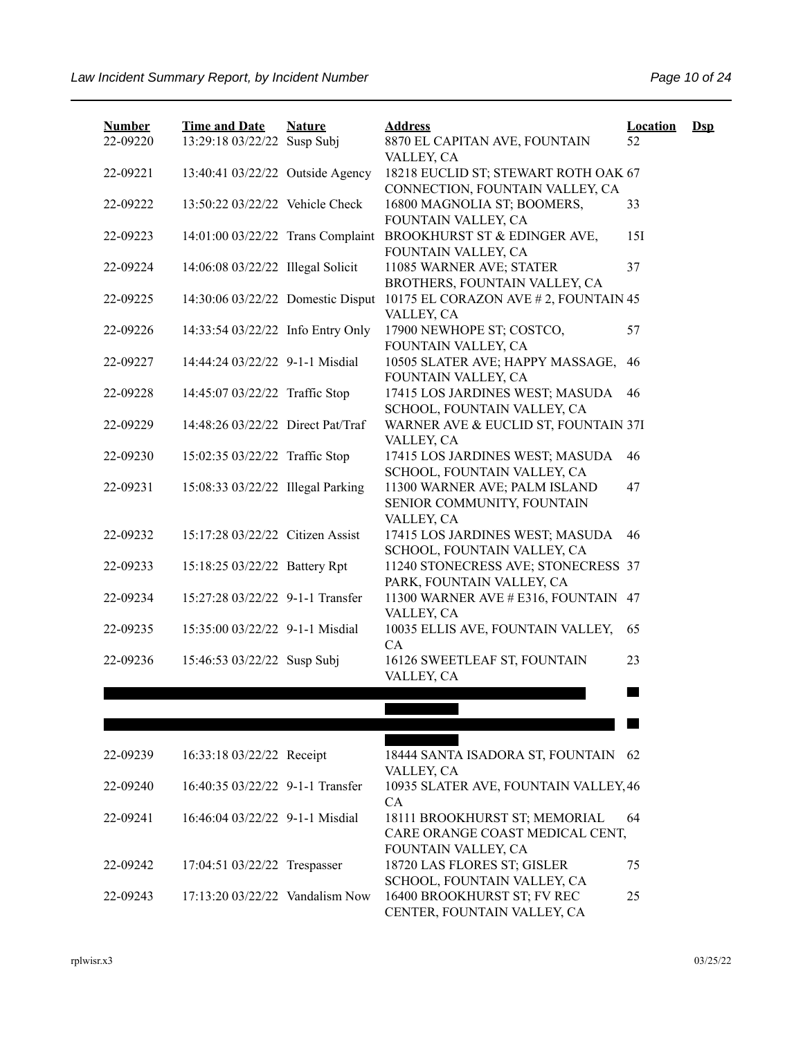| Number | Time and Date | Nature | Address | Location | Dsp |
|---|---|---|---|---|---|
| 22-09220 | 13:29:18 03/22/22 | Susp Subj | 8870 EL CAPITAN AVE, FOUNTAIN VALLEY, CA | 52 | |
| 22-09221 | 13:40:41 03/22/22 | Outside Agency | 18218 EUCLID ST; STEWART ROTH OAK CONNECTION, FOUNTAIN VALLEY, CA | 67 | |
| 22-09222 | 13:50:22 03/22/22 | Vehicle Check | 16800 MAGNOLIA ST; BOOMERS, FOUNTAIN VALLEY, CA | 33 | |
| 22-09223 | 14:01:00 03/22/22 | Trans Complaint | BROOKHURST ST & EDINGER AVE, FOUNTAIN VALLEY, CA | 15I | |
| 22-09224 | 14:06:08 03/22/22 | Illegal Solicit | 11085 WARNER AVE; STATER BROTHERS, FOUNTAIN VALLEY, CA | 37 | |
| 22-09225 | 14:30:06 03/22/22 | Domestic Disput | 10175 EL CORAZON AVE # 2, FOUNTAIN VALLEY, CA | 45 | |
| 22-09226 | 14:33:54 03/22/22 | Info Entry Only | 17900 NEWHOPE ST; COSTCO, FOUNTAIN VALLEY, CA | 57 | |
| 22-09227 | 14:44:24 03/22/22 | 9-1-1 Misdial | 10505 SLATER AVE; HAPPY MASSAGE, FOUNTAIN VALLEY, CA | 46 | |
| 22-09228 | 14:45:07 03/22/22 | Traffic Stop | 17415 LOS JARDINES WEST; MASUDA SCHOOL, FOUNTAIN VALLEY, CA | 46 | |
| 22-09229 | 14:48:26 03/22/22 | Direct Pat/Traf | WARNER AVE & EUCLID ST, FOUNTAIN VALLEY, CA | 37I | |
| 22-09230 | 15:02:35 03/22/22 | Traffic Stop | 17415 LOS JARDINES WEST; MASUDA SCHOOL, FOUNTAIN VALLEY, CA | 46 | |
| 22-09231 | 15:08:33 03/22/22 | Illegal Parking | 11300 WARNER AVE; PALM ISLAND SENIOR COMMUNITY, FOUNTAIN VALLEY, CA | 47 | |
| 22-09232 | 15:17:28 03/22/22 | Citizen Assist | 17415 LOS JARDINES WEST; MASUDA SCHOOL, FOUNTAIN VALLEY, CA | 46 | |
| 22-09233 | 15:18:25 03/22/22 | Battery Rpt | 11240 STONECRESS AVE; STONECRESS PARK, FOUNTAIN VALLEY, CA | 37 | |
| 22-09234 | 15:27:28 03/22/22 | 9-1-1 Transfer | 11300 WARNER AVE # E316, FOUNTAIN VALLEY, CA | 47 | |
| 22-09235 | 15:35:00 03/22/22 | 9-1-1 Misdial | 10035 ELLIS AVE, FOUNTAIN VALLEY, CA | 65 | |
| 22-09236 | 15:46:53 03/22/22 | Susp Subj | 16126 SWEETLEAF ST, FOUNTAIN VALLEY, CA | 23 | |
| | | | | | |
| | | | | | |
| 22-09239 | 16:33:18 03/22/22 | Receipt | 18444 SANTA ISADORA ST, FOUNTAIN VALLEY, CA | 62 | |
| 22-09240 | 16:40:35 03/22/22 | 9-1-1 Transfer | 10935 SLATER AVE, FOUNTAIN VALLEY, CA | 46 | |
| 22-09241 | 16:46:04 03/22/22 | 9-1-1 Misdial | 18111 BROOKHURST ST; MEMORIAL CARE ORANGE COAST MEDICAL CENT, FOUNTAIN VALLEY, CA | 64 | |
| 22-09242 | 17:04:51 03/22/22 | Trespasser | 18720 LAS FLORES ST; GISLER SCHOOL, FOUNTAIN VALLEY, CA | 75 | |
| 22-09243 | 17:13:20 03/22/22 | Vandalism Now | 16400 BROOKHURST ST; FV REC CENTER, FOUNTAIN VALLEY, CA | 25 | |

rplwisr.x3 03/25/22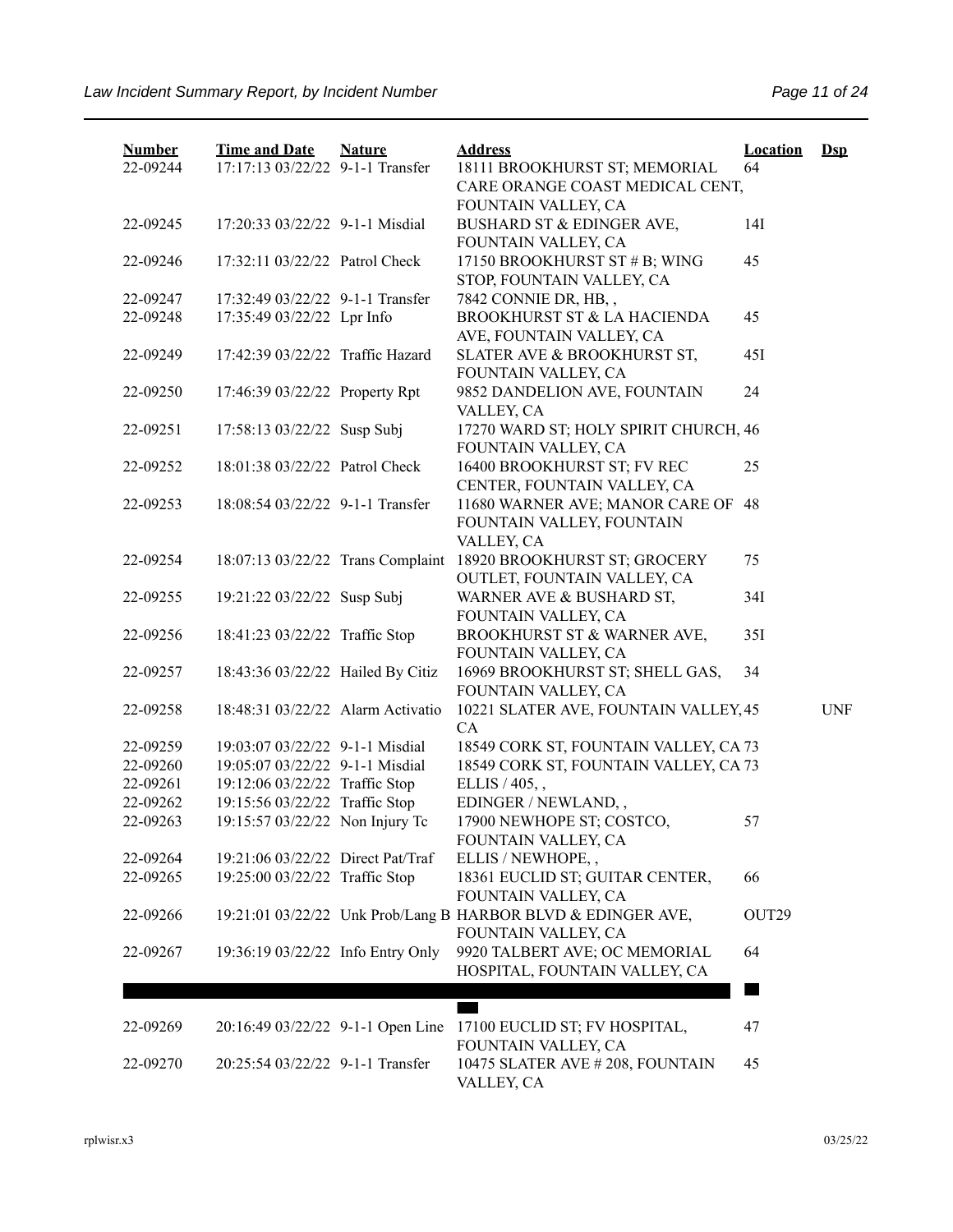| Number | Time and Date | Nature | Address | Location | Dsp |
|---|---|---|---|---|---|
| 22-09244 | 17:17:13 03/22/22 | 9-1-1 Transfer | 18111 BROOKHURST ST; MEMORIAL CARE ORANGE COAST MEDICAL CENT, FOUNTAIN VALLEY, CA | 64 | |
| 22-09245 | 17:20:33 03/22/22 | 9-1-1 Misdial | BUSHARD ST & EDINGER AVE, FOUNTAIN VALLEY, CA | 14I | |
| 22-09246 | 17:32:11 03/22/22 | Patrol Check | 17150 BROOKHURST ST # B; WING STOP, FOUNTAIN VALLEY, CA | 45 | |
| 22-09247 | 17:32:49 03/22/22 | 9-1-1 Transfer | 7842 CONNIE DR, HB, , | | |
| 22-09248 | 17:35:49 03/22/22 | Lpr Info | BROOKHURST ST & LA HACIENDA AVE, FOUNTAIN VALLEY, CA | 45 | |
| 22-09249 | 17:42:39 03/22/22 | Traffic Hazard | SLATER AVE & BROOKHURST ST, FOUNTAIN VALLEY, CA | 45I | |
| 22-09250 | 17:46:39 03/22/22 | Property Rpt | 9852 DANDELION AVE, FOUNTAIN VALLEY, CA | 24 | |
| 22-09251 | 17:58:13 03/22/22 | Susp Subj | 17270 WARD ST; HOLY SPIRIT CHURCH, FOUNTAIN VALLEY, CA | 46 | |
| 22-09252 | 18:01:38 03/22/22 | Patrol Check | 16400 BROOKHURST ST; FV REC CENTER, FOUNTAIN VALLEY, CA | 25 | |
| 22-09253 | 18:08:54 03/22/22 | 9-1-1 Transfer | 11680 WARNER AVE; MANOR CARE OF FOUNTAIN VALLEY, FOUNTAIN VALLEY, CA | 48 | |
| 22-09254 | 18:07:13 03/22/22 | Trans Complaint | 18920 BROOKHURST ST; GROCERY OUTLET, FOUNTAIN VALLEY, CA | 75 | |
| 22-09255 | 19:21:22 03/22/22 | Susp Subj | WARNER AVE & BUSHARD ST, FOUNTAIN VALLEY, CA | 34I | |
| 22-09256 | 18:41:23 03/22/22 | Traffic Stop | BROOKHURST ST & WARNER AVE, FOUNTAIN VALLEY, CA | 35I | |
| 22-09257 | 18:43:36 03/22/22 | Hailed By Citiz | 16969 BROOKHURST ST; SHELL GAS, FOUNTAIN VALLEY, CA | 34 | |
| 22-09258 | 18:48:31 03/22/22 | Alarm Activatio | 10221 SLATER AVE, FOUNTAIN VALLEY, CA | 45 | UNF |
| 22-09259 | 19:03:07 03/22/22 | 9-1-1 Misdial | 18549 CORK ST, FOUNTAIN VALLEY, CA | 73 | |
| 22-09260 | 19:05:07 03/22/22 | 9-1-1 Misdial | 18549 CORK ST, FOUNTAIN VALLEY, CA | 73 | |
| 22-09261 | 19:12:06 03/22/22 | Traffic Stop | ELLIS / 405, , | | |
| 22-09262 | 19:15:56 03/22/22 | Traffic Stop | EDINGER / NEWLAND, , | | |
| 22-09263 | 19:15:57 03/22/22 | Non Injury Tc | 17900 NEWHOPE ST; COSTCO, FOUNTAIN VALLEY, CA | 57 | |
| 22-09264 | 19:21:06 03/22/22 | Direct Pat/Traf | ELLIS / NEWHOPE, , | | |
| 22-09265 | 19:25:00 03/22/22 | Traffic Stop | 18361 EUCLID ST; GUITAR CENTER, FOUNTAIN VALLEY, CA | 66 | |
| 22-09266 | 19:21:01 03/22/22 | Unk Prob/Lang B | HARBOR BLVD & EDINGER AVE, FOUNTAIN VALLEY, CA | OUT29 | |
| 22-09267 | 19:36:19 03/22/22 | Info Entry Only | 9920 TALBERT AVE; OC MEMORIAL HOSPITAL, FOUNTAIN VALLEY, CA | 64 | |
| 22-09269 | 20:16:49 03/22/22 | 9-1-1 Open Line | 17100 EUCLID ST; FV HOSPITAL, FOUNTAIN VALLEY, CA | 47 | |
| 22-09270 | 20:25:54 03/22/22 | 9-1-1 Transfer | 10475 SLATER AVE # 208, FOUNTAIN VALLEY, CA | 45 | |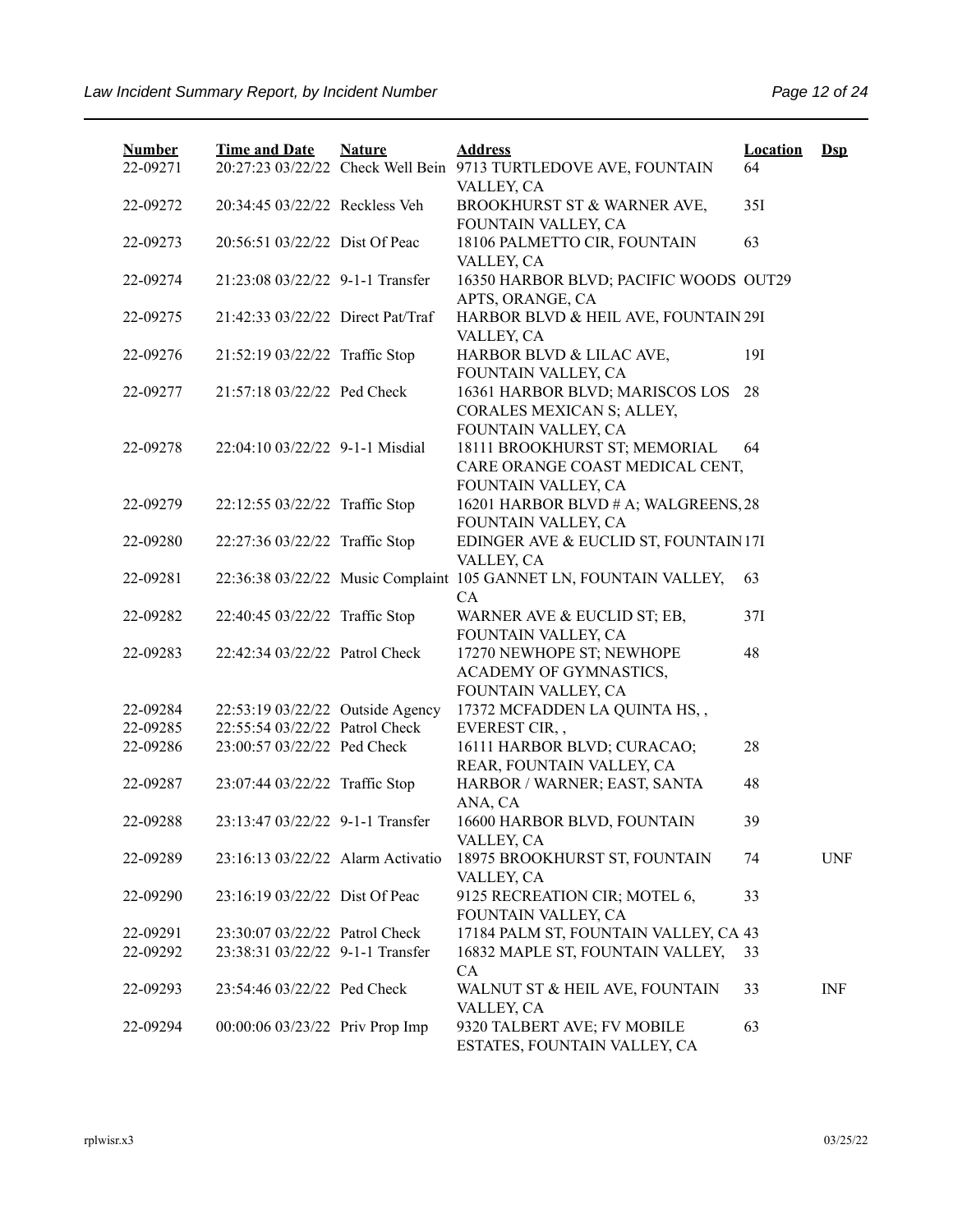| Number | Time and Date | Nature | Address | Location | Dsp |
|---|---|---|---|---|---|
| 22-09271 | 20:27:23 03/22/22 | Check Well Bein | 9713 TURTLEDOVE AVE, FOUNTAIN VALLEY, CA | 64 | |
| 22-09272 | 20:34:45 03/22/22 | Reckless Veh | BROOKHURST ST & WARNER AVE, FOUNTAIN VALLEY, CA | 35I | |
| 22-09273 | 20:56:51 03/22/22 | Dist Of Peac | 18106 PALMETTO CIR, FOUNTAIN VALLEY, CA | 63 | |
| 22-09274 | 21:23:08 03/22/22 | 9-1-1 Transfer | 16350 HARBOR BLVD; PACIFIC WOODS APTS, ORANGE, CA | OUT29 | |
| 22-09275 | 21:42:33 03/22/22 | Direct Pat/Traf | HARBOR BLVD & HEIL AVE, FOUNTAIN VALLEY, CA | 29I | |
| 22-09276 | 21:52:19 03/22/22 | Traffic Stop | HARBOR BLVD & LILAC AVE, FOUNTAIN VALLEY, CA | 19I | |
| 22-09277 | 21:57:18 03/22/22 | Ped Check | 16361 HARBOR BLVD; MARISCOS LOS CORALES MEXICAN S; ALLEY, FOUNTAIN VALLEY, CA | 28 | |
| 22-09278 | 22:04:10 03/22/22 | 9-1-1 Misdial | 18111 BROOKHURST ST; MEMORIAL CARE ORANGE COAST MEDICAL CENT, FOUNTAIN VALLEY, CA | 64 | |
| 22-09279 | 22:12:55 03/22/22 | Traffic Stop | 16201 HARBOR BLVD # A; WALGREENS, FOUNTAIN VALLEY, CA | 28 | |
| 22-09280 | 22:27:36 03/22/22 | Traffic Stop | EDINGER AVE & EUCLID ST, FOUNTAIN VALLEY, CA | 17I | |
| 22-09281 | 22:36:38 03/22/22 | Music Complaint | 105 GANNET LN, FOUNTAIN VALLEY, CA | 63 | |
| 22-09282 | 22:40:45 03/22/22 | Traffic Stop | WARNER AVE & EUCLID ST; EB, FOUNTAIN VALLEY, CA | 37I | |
| 22-09283 | 22:42:34 03/22/22 | Patrol Check | 17270 NEWHOPE ST; NEWHOPE ACADEMY OF GYMNASTICS, FOUNTAIN VALLEY, CA | 48 | |
| 22-09284 | 22:53:19 03/22/22 | Outside Agency | 17372 MCFADDEN LA QUINTA HS, , | | |
| 22-09285 | 22:55:54 03/22/22 | Patrol Check | EVEREST CIR, , | | |
| 22-09286 | 23:00:57 03/22/22 | Ped Check | 16111 HARBOR BLVD; CURACAO; REAR, FOUNTAIN VALLEY, CA | 28 | |
| 22-09287 | 23:07:44 03/22/22 | Traffic Stop | HARBOR / WARNER; EAST, SANTA ANA, CA | 48 | |
| 22-09288 | 23:13:47 03/22/22 | 9-1-1 Transfer | 16600 HARBOR BLVD, FOUNTAIN VALLEY, CA | 39 | |
| 22-09289 | 23:16:13 03/22/22 | Alarm Activatio | 18975 BROOKHURST ST, FOUNTAIN VALLEY, CA | 74 | UNF |
| 22-09290 | 23:16:19 03/22/22 | Dist Of Peac | 9125 RECREATION CIR; MOTEL 6, FOUNTAIN VALLEY, CA | 33 | |
| 22-09291 | 23:30:07 03/22/22 | Patrol Check | 17184 PALM ST, FOUNTAIN VALLEY, CA | 43 | |
| 22-09292 | 23:38:31 03/22/22 | 9-1-1 Transfer | 16832 MAPLE ST, FOUNTAIN VALLEY, CA | 33 | |
| 22-09293 | 23:54:46 03/22/22 | Ped Check | WALNUT ST & HEIL AVE, FOUNTAIN VALLEY, CA | 33 | INF |
| 22-09294 | 00:00:06 03/23/22 | Priv Prop Imp | 9320 TALBERT AVE; FV MOBILE ESTATES, FOUNTAIN VALLEY, CA | 63 | |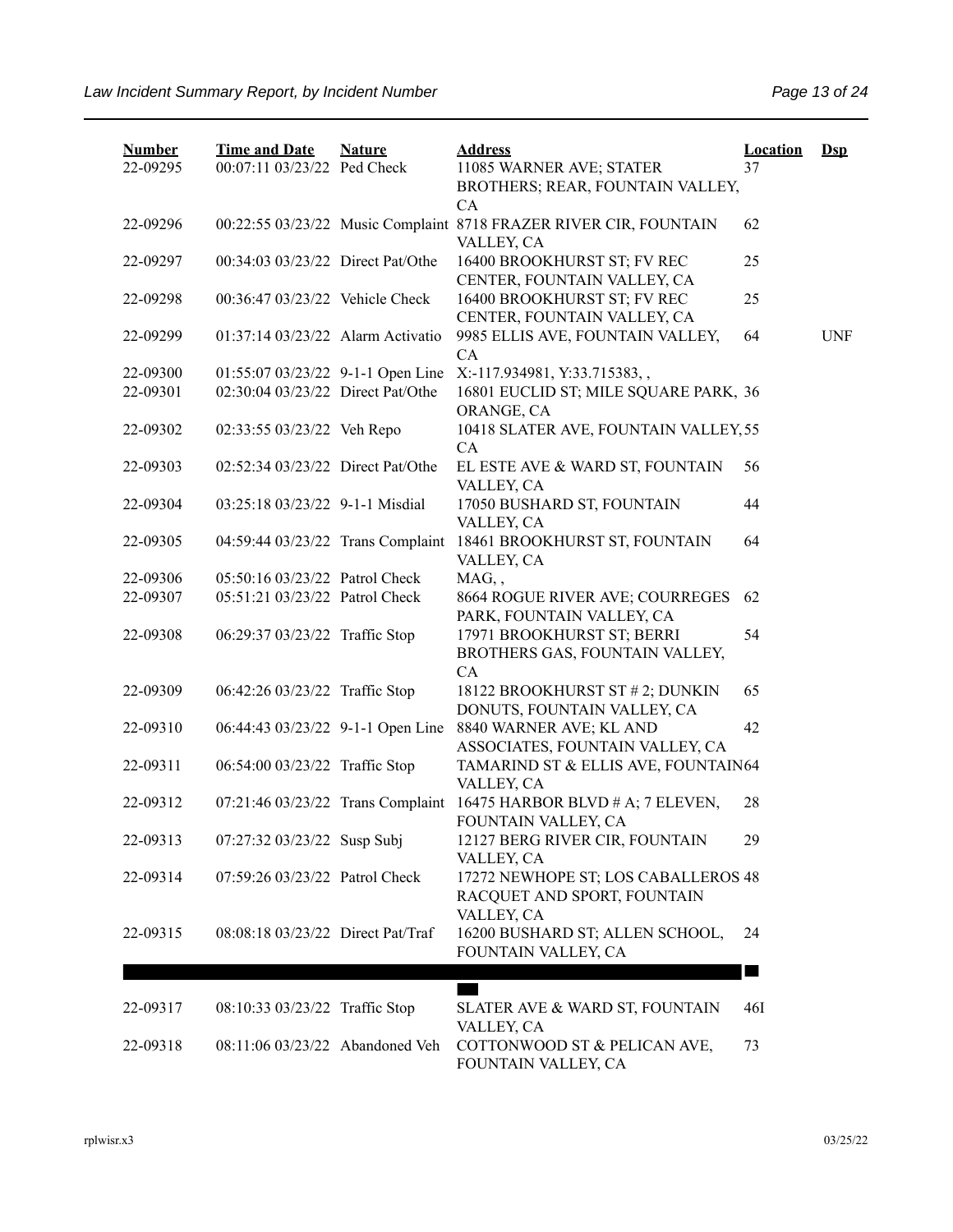| Number | Time and Date | Nature | Address | Location | Dsp |
|---|---|---|---|---|---|
| 22-09295 | 00:07:11 03/23/22 | Ped Check | 11085 WARNER AVE; STATER BROTHERS; REAR, FOUNTAIN VALLEY, CA | 37 | |
| 22-09296 | 00:22:55 03/23/22 | Music Complaint | 8718 FRAZER RIVER CIR, FOUNTAIN VALLEY, CA | 62 | |
| 22-09297 | 00:34:03 03/23/22 | Direct Pat/Othe | 16400 BROOKHURST ST; FV REC CENTER, FOUNTAIN VALLEY, CA | 25 | |
| 22-09298 | 00:36:47 03/23/22 | Vehicle Check | 16400 BROOKHURST ST; FV REC CENTER, FOUNTAIN VALLEY, CA | 25 | |
| 22-09299 | 01:37:14 03/23/22 | Alarm Activatio | 9985 ELLIS AVE, FOUNTAIN VALLEY, CA | 64 | UNF |
| 22-09300 | 01:55:07 03/23/22 | 9-1-1 Open Line | X:-117.934981, Y:33.715383, , | | |
| 22-09301 | 02:30:04 03/23/22 | Direct Pat/Othe | 16801 EUCLID ST; MILE SQUARE PARK, ORANGE, CA | 36 | |
| 22-09302 | 02:33:55 03/23/22 | Veh Repo | 10418 SLATER AVE, FOUNTAIN VALLEY, CA | 55 | |
| 22-09303 | 02:52:34 03/23/22 | Direct Pat/Othe | EL ESTE AVE & WARD ST, FOUNTAIN VALLEY, CA | 56 | |
| 22-09304 | 03:25:18 03/23/22 | 9-1-1 Misdial | 17050 BUSHARD ST, FOUNTAIN VALLEY, CA | 44 | |
| 22-09305 | 04:59:44 03/23/22 | Trans Complaint | 18461 BROOKHURST ST, FOUNTAIN VALLEY, CA | 64 | |
| 22-09306 | 05:50:16 03/23/22 | Patrol Check | MAG, , | | |
| 22-09307 | 05:51:21 03/23/22 | Patrol Check | 8664 ROGUE RIVER AVE; COURREGES PARK, FOUNTAIN VALLEY, CA | 62 | |
| 22-09308 | 06:29:37 03/23/22 | Traffic Stop | 17971 BROOKHURST ST; BERRI BROTHERS GAS, FOUNTAIN VALLEY, CA | 54 | |
| 22-09309 | 06:42:26 03/23/22 | Traffic Stop | 18122 BROOKHURST ST # 2; DUNKIN DONUTS, FOUNTAIN VALLEY, CA | 65 | |
| 22-09310 | 06:44:43 03/23/22 | 9-1-1 Open Line | 8840 WARNER AVE; KL AND ASSOCIATES, FOUNTAIN VALLEY, CA | 42 | |
| 22-09311 | 06:54:00 03/23/22 | Traffic Stop | TAMARIND ST & ELLIS AVE, FOUNTAIN VALLEY, CA | 64 | |
| 22-09312 | 07:21:46 03/23/22 | Trans Complaint | 16475 HARBOR BLVD # A; 7 ELEVEN, FOUNTAIN VALLEY, CA | 28 | |
| 22-09313 | 07:27:32 03/23/22 | Susp Subj | 12127 BERG RIVER CIR, FOUNTAIN VALLEY, CA | 29 | |
| 22-09314 | 07:59:26 03/23/22 | Patrol Check | 17272 NEWHOPE ST; LOS CABALLEROS RACQUET AND SPORT, FOUNTAIN VALLEY, CA | 48 | |
| 22-09315 | 08:08:18 03/23/22 | Direct Pat/Traf | 16200 BUSHARD ST; ALLEN SCHOOL, FOUNTAIN VALLEY, CA | 24 | |
| 22-09317 | 08:10:33 03/23/22 | Traffic Stop | SLATER AVE & WARD ST, FOUNTAIN VALLEY, CA | 46I | |
| 22-09318 | 08:11:06 03/23/22 | Abandoned Veh | COTTONWOOD ST & PELICAN AVE, FOUNTAIN VALLEY, CA | 73 | |

rplwisr.x3 03/25/22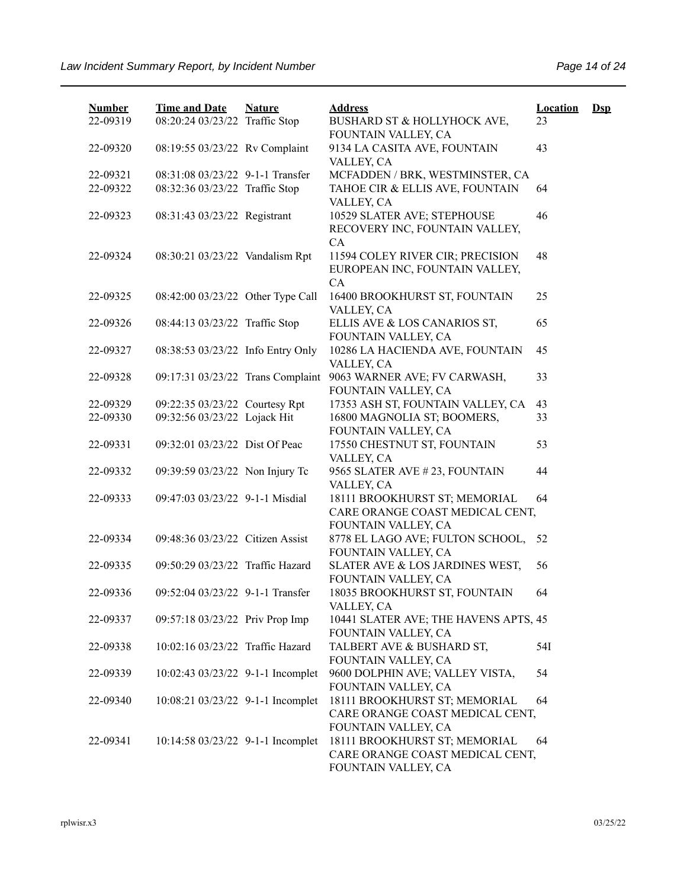| Number | Time and Date | Nature | Address | Location | Dsp |
|---|---|---|---|---|---|
| 22-09319 | 08:20:24 03/23/22 | Traffic Stop | BUSHARD ST & HOLLYHOCK AVE, FOUNTAIN VALLEY, CA | 23 | |
| 22-09320 | 08:19:55 03/23/22 | Rv Complaint | 9134 LA CASITA AVE, FOUNTAIN VALLEY, CA | 43 | |
| 22-09321 | 08:31:08 03/23/22 | 9-1-1 Transfer | MCFADDEN / BRK, WESTMINSTER, CA | | |
| 22-09322 | 08:32:36 03/23/22 | Traffic Stop | TAHOE CIR & ELLIS AVE, FOUNTAIN VALLEY, CA | 64 | |
| 22-09323 | 08:31:43 03/23/22 | Registrant | 10529 SLATER AVE; STEPHOUSE RECOVERY INC, FOUNTAIN VALLEY, CA | 46 | |
| 22-09324 | 08:30:21 03/23/22 | Vandalism Rpt | 11594 COLEY RIVER CIR; PRECISION EUROPEAN INC, FOUNTAIN VALLEY, CA | 48 | |
| 22-09325 | 08:42:00 03/23/22 | Other Type Call | 16400 BROOKHURST ST, FOUNTAIN VALLEY, CA | 25 | |
| 22-09326 | 08:44:13 03/23/22 | Traffic Stop | ELLIS AVE & LOS CANARIOS ST, FOUNTAIN VALLEY, CA | 65 | |
| 22-09327 | 08:38:53 03/23/22 | Info Entry Only | 10286 LA HACIENDA AVE, FOUNTAIN VALLEY, CA | 45 | |
| 22-09328 | 09:17:31 03/23/22 | Trans Complaint | 9063 WARNER AVE; FV CARWASH, FOUNTAIN VALLEY, CA | 33 | |
| 22-09329 | 09:22:35 03/23/22 | Courtesy Rpt | 17353 ASH ST, FOUNTAIN VALLEY, CA | 43 | |
| 22-09330 | 09:32:56 03/23/22 | Lojack Hit | 16800 MAGNOLIA ST; BOOMERS, FOUNTAIN VALLEY, CA | 33 | |
| 22-09331 | 09:32:01 03/23/22 | Dist Of Peac | 17550 CHESTNUT ST, FOUNTAIN VALLEY, CA | 53 | |
| 22-09332 | 09:39:59 03/23/22 | Non Injury Tc | 9565 SLATER AVE # 23, FOUNTAIN VALLEY, CA | 44 | |
| 22-09333 | 09:47:03 03/23/22 | 9-1-1 Misdial | 18111 BROOKHURST ST; MEMORIAL CARE ORANGE COAST MEDICAL CENT, FOUNTAIN VALLEY, CA | 64 | |
| 22-09334 | 09:48:36 03/23/22 | Citizen Assist | 8778 EL LAGO AVE; FULTON SCHOOL, FOUNTAIN VALLEY, CA | 52 | |
| 22-09335 | 09:50:29 03/23/22 | Traffic Hazard | SLATER AVE & LOS JARDINES WEST, FOUNTAIN VALLEY, CA | 56 | |
| 22-09336 | 09:52:04 03/23/22 | 9-1-1 Transfer | 18035 BROOKHURST ST, FOUNTAIN VALLEY, CA | 64 | |
| 22-09337 | 09:57:18 03/23/22 | Priv Prop Imp | 10441 SLATER AVE; THE HAVENS APTS, FOUNTAIN VALLEY, CA | 45 | |
| 22-09338 | 10:02:16 03/23/22 | Traffic Hazard | TALBERT AVE & BUSHARD ST, FOUNTAIN VALLEY, CA | 54I | |
| 22-09339 | 10:02:43 03/23/22 | 9-1-1 Incomplet | 9600 DOLPHIN AVE; VALLEY VISTA, FOUNTAIN VALLEY, CA | 54 | |
| 22-09340 | 10:08:21 03/23/22 | 9-1-1 Incomplet | 18111 BROOKHURST ST; MEMORIAL CARE ORANGE COAST MEDICAL CENT, FOUNTAIN VALLEY, CA | 64 | |
| 22-09341 | 10:14:58 03/23/22 | 9-1-1 Incomplet | 18111 BROOKHURST ST; MEMORIAL CARE ORANGE COAST MEDICAL CENT, FOUNTAIN VALLEY, CA | 64 | |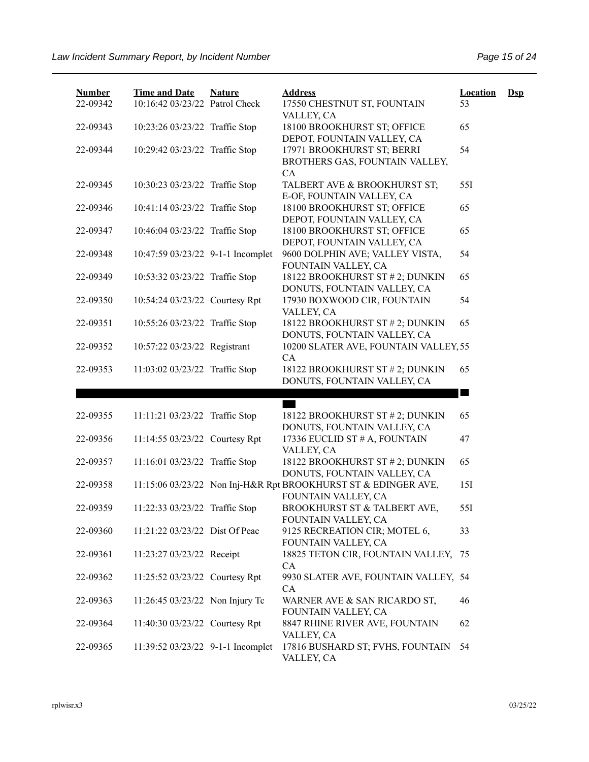| Number | Time and Date | Nature | Address | Location | Dsp |
|---|---|---|---|---|---|
| 22-09342 | 10:16:42 03/23/22 | Patrol Check | 17550 CHESTNUT ST, FOUNTAIN VALLEY, CA | 53 | |
| 22-09343 | 10:23:26 03/23/22 | Traffic Stop | 18100 BROOKHURST ST; OFFICE DEPOT, FOUNTAIN VALLEY, CA | 65 | |
| 22-09344 | 10:29:42 03/23/22 | Traffic Stop | 17971 BROOKHURST ST; BERRI BROTHERS GAS, FOUNTAIN VALLEY, CA | 54 | |
| 22-09345 | 10:30:23 03/23/22 | Traffic Stop | TALBERT AVE & BROOKHURST ST; E-OF, FOUNTAIN VALLEY, CA | 55I | |
| 22-09346 | 10:41:14 03/23/22 | Traffic Stop | 18100 BROOKHURST ST; OFFICE DEPOT, FOUNTAIN VALLEY, CA | 65 | |
| 22-09347 | 10:46:04 03/23/22 | Traffic Stop | 18100 BROOKHURST ST; OFFICE DEPOT, FOUNTAIN VALLEY, CA | 65 | |
| 22-09348 | 10:47:59 03/23/22 | 9-1-1 Incomplet | 9600 DOLPHIN AVE; VALLEY VISTA, FOUNTAIN VALLEY, CA | 54 | |
| 22-09349 | 10:53:32 03/23/22 | Traffic Stop | 18122 BROOKHURST ST # 2; DUNKIN DONUTS, FOUNTAIN VALLEY, CA | 65 | |
| 22-09350 | 10:54:24 03/23/22 | Courtesy Rpt | 17930 BOXWOOD CIR, FOUNTAIN VALLEY, CA | 54 | |
| 22-09351 | 10:55:26 03/23/22 | Traffic Stop | 18122 BROOKHURST ST # 2; DUNKIN DONUTS, FOUNTAIN VALLEY, CA | 65 | |
| 22-09352 | 10:57:22 03/23/22 | Registrant | 10200 SLATER AVE, FOUNTAIN VALLEY, CA | 55 | |
| 22-09353 | 11:03:02 03/23/22 | Traffic Stop | 18122 BROOKHURST ST # 2; DUNKIN DONUTS, FOUNTAIN VALLEY, CA | 65 | |
| | | | | | |
| 22-09355 | 11:11:21 03/23/22 | Traffic Stop | 18122 BROOKHURST ST # 2; DUNKIN DONUTS, FOUNTAIN VALLEY, CA | 65 | |
| 22-09356 | 11:14:55 03/23/22 | Courtesy Rpt | 17336 EUCLID ST # A, FOUNTAIN VALLEY, CA | 47 | |
| 22-09357 | 11:16:01 03/23/22 | Traffic Stop | 18122 BROOKHURST ST # 2; DUNKIN DONUTS, FOUNTAIN VALLEY, CA | 65 | |
| 22-09358 | 11:15:06 03/23/22 | Non Inj-H&R Rpt | BROOKHURST ST & EDINGER AVE, FOUNTAIN VALLEY, CA | 15I | |
| 22-09359 | 11:22:33 03/23/22 | Traffic Stop | BROOKHURST ST & TALBERT AVE, FOUNTAIN VALLEY, CA | 55I | |
| 22-09360 | 11:21:22 03/23/22 | Dist Of Peac | 9125 RECREATION CIR; MOTEL 6, FOUNTAIN VALLEY, CA | 33 | |
| 22-09361 | 11:23:27 03/23/22 | Receipt | 18825 TETON CIR, FOUNTAIN VALLEY, CA | 75 | |
| 22-09362 | 11:25:52 03/23/22 | Courtesy Rpt | 9930 SLATER AVE, FOUNTAIN VALLEY, CA | 54 | |
| 22-09363 | 11:26:45 03/23/22 | Non Injury Tc | WARNER AVE & SAN RICARDO ST, FOUNTAIN VALLEY, CA | 46 | |
| 22-09364 | 11:40:30 03/23/22 | Courtesy Rpt | 8847 RHINE RIVER AVE, FOUNTAIN VALLEY, CA | 62 | |
| 22-09365 | 11:39:52 03/23/22 | 9-1-1 Incomplet | 17816 BUSHARD ST; FVHS, FOUNTAIN VALLEY, CA | 54 | |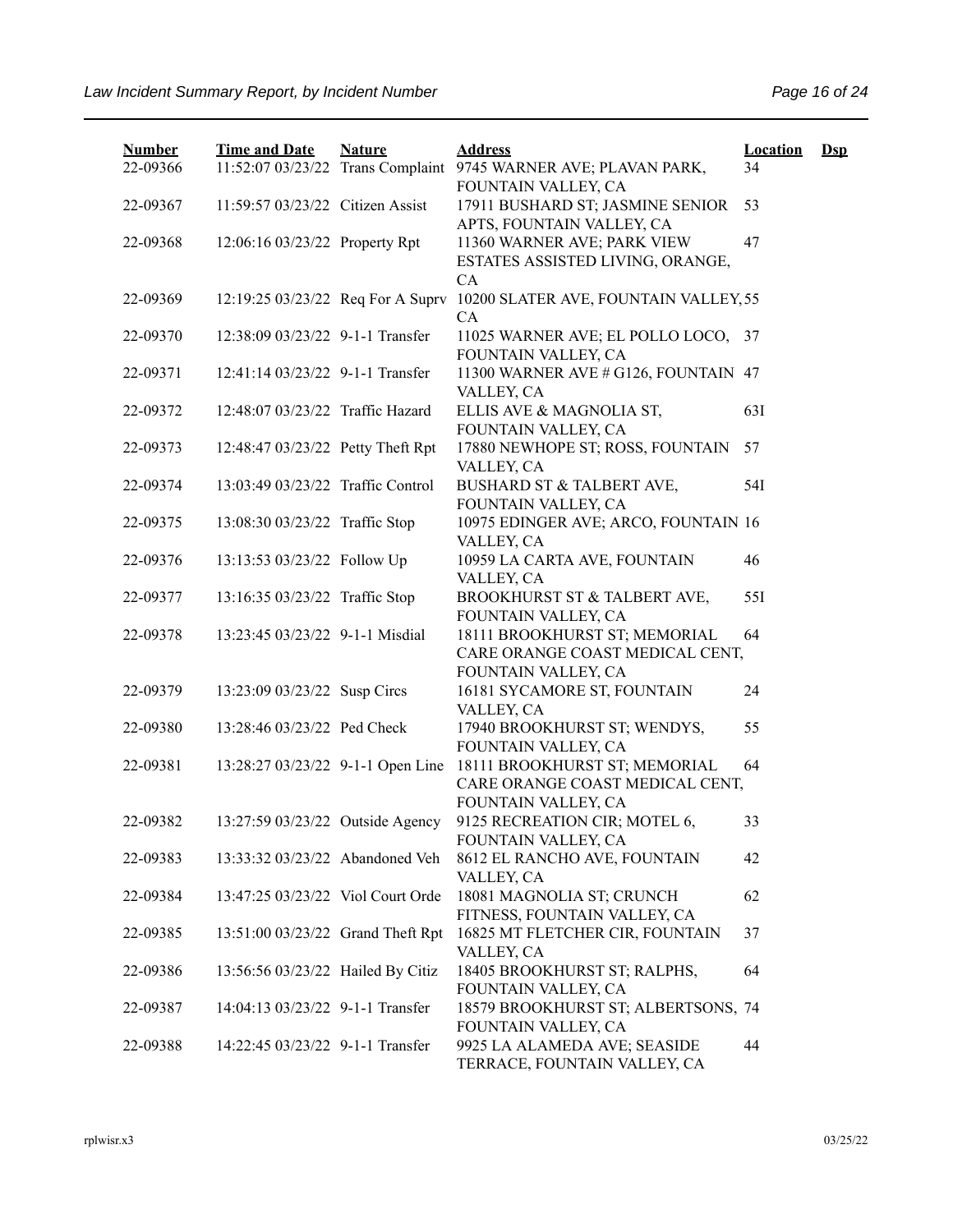| Number | Time and Date | Nature | Address | Location | Dsp |
|---|---|---|---|---|---|
| 22-09366 | 11:52:07 03/23/22 | Trans Complaint | 9745 WARNER AVE; PLAVAN PARK, FOUNTAIN VALLEY, CA | 34 | |
| 22-09367 | 11:59:57 03/23/22 | Citizen Assist | 17911 BUSHARD ST; JASMINE SENIOR APTS, FOUNTAIN VALLEY, CA | 53 | |
| 22-09368 | 12:06:16 03/23/22 | Property Rpt | 11360 WARNER AVE; PARK VIEW ESTATES ASSISTED LIVING, ORANGE, CA | 47 | |
| 22-09369 | 12:19:25 03/23/22 | Req For A Suprv | 10200 SLATER AVE, FOUNTAIN VALLEY, CA | 55 | |
| 22-09370 | 12:38:09 03/23/22 | 9-1-1 Transfer | 11025 WARNER AVE; EL POLLO LOCO, FOUNTAIN VALLEY, CA | 37 | |
| 22-09371 | 12:41:14 03/23/22 | 9-1-1 Transfer | 11300 WARNER AVE # G126, FOUNTAIN VALLEY, CA | 47 | |
| 22-09372 | 12:48:07 03/23/22 | Traffic Hazard | ELLIS AVE & MAGNOLIA ST, FOUNTAIN VALLEY, CA | 63I | |
| 22-09373 | 12:48:47 03/23/22 | Petty Theft Rpt | 17880 NEWHOPE ST; ROSS, FOUNTAIN VALLEY, CA | 57 | |
| 22-09374 | 13:03:49 03/23/22 | Traffic Control | BUSHARD ST & TALBERT AVE, FOUNTAIN VALLEY, CA | 54I | |
| 22-09375 | 13:08:30 03/23/22 | Traffic Stop | 10975 EDINGER AVE; ARCO, FOUNTAIN VALLEY, CA | 16 | |
| 22-09376 | 13:13:53 03/23/22 | Follow Up | 10959 LA CARTA AVE, FOUNTAIN VALLEY, CA | 46 | |
| 22-09377 | 13:16:35 03/23/22 | Traffic Stop | BROOKHURST ST & TALBERT AVE, FOUNTAIN VALLEY, CA | 55I | |
| 22-09378 | 13:23:45 03/23/22 | 9-1-1 Misdial | 18111 BROOKHURST ST; MEMORIAL CARE ORANGE COAST MEDICAL CENT, FOUNTAIN VALLEY, CA | 64 | |
| 22-09379 | 13:23:09 03/23/22 | Susp Circs | 16181 SYCAMORE ST, FOUNTAIN VALLEY, CA | 24 | |
| 22-09380 | 13:28:46 03/23/22 | Ped Check | 17940 BROOKHURST ST; WENDYS, FOUNTAIN VALLEY, CA | 55 | |
| 22-09381 | 13:28:27 03/23/22 | 9-1-1 Open Line | 18111 BROOKHURST ST; MEMORIAL CARE ORANGE COAST MEDICAL CENT, FOUNTAIN VALLEY, CA | 64 | |
| 22-09382 | 13:27:59 03/23/22 | Outside Agency | 9125 RECREATION CIR; MOTEL 6, FOUNTAIN VALLEY, CA | 33 | |
| 22-09383 | 13:33:32 03/23/22 | Abandoned Veh | 8612 EL RANCHO AVE, FOUNTAIN VALLEY, CA | 42 | |
| 22-09384 | 13:47:25 03/23/22 | Viol Court Orde | 18081 MAGNOLIA ST; CRUNCH FITNESS, FOUNTAIN VALLEY, CA | 62 | |
| 22-09385 | 13:51:00 03/23/22 | Grand Theft Rpt | 16825 MT FLETCHER CIR, FOUNTAIN VALLEY, CA | 37 | |
| 22-09386 | 13:56:56 03/23/22 | Hailed By Citiz | 18405 BROOKHURST ST; RALPHS, FOUNTAIN VALLEY, CA | 64 | |
| 22-09387 | 14:04:13 03/23/22 | 9-1-1 Transfer | 18579 BROOKHURST ST; ALBERTSONS, FOUNTAIN VALLEY, CA | 74 | |
| 22-09388 | 14:22:45 03/23/22 | 9-1-1 Transfer | 9925 LA ALAMEDA AVE; SEASIDE TERRACE, FOUNTAIN VALLEY, CA | 44 | |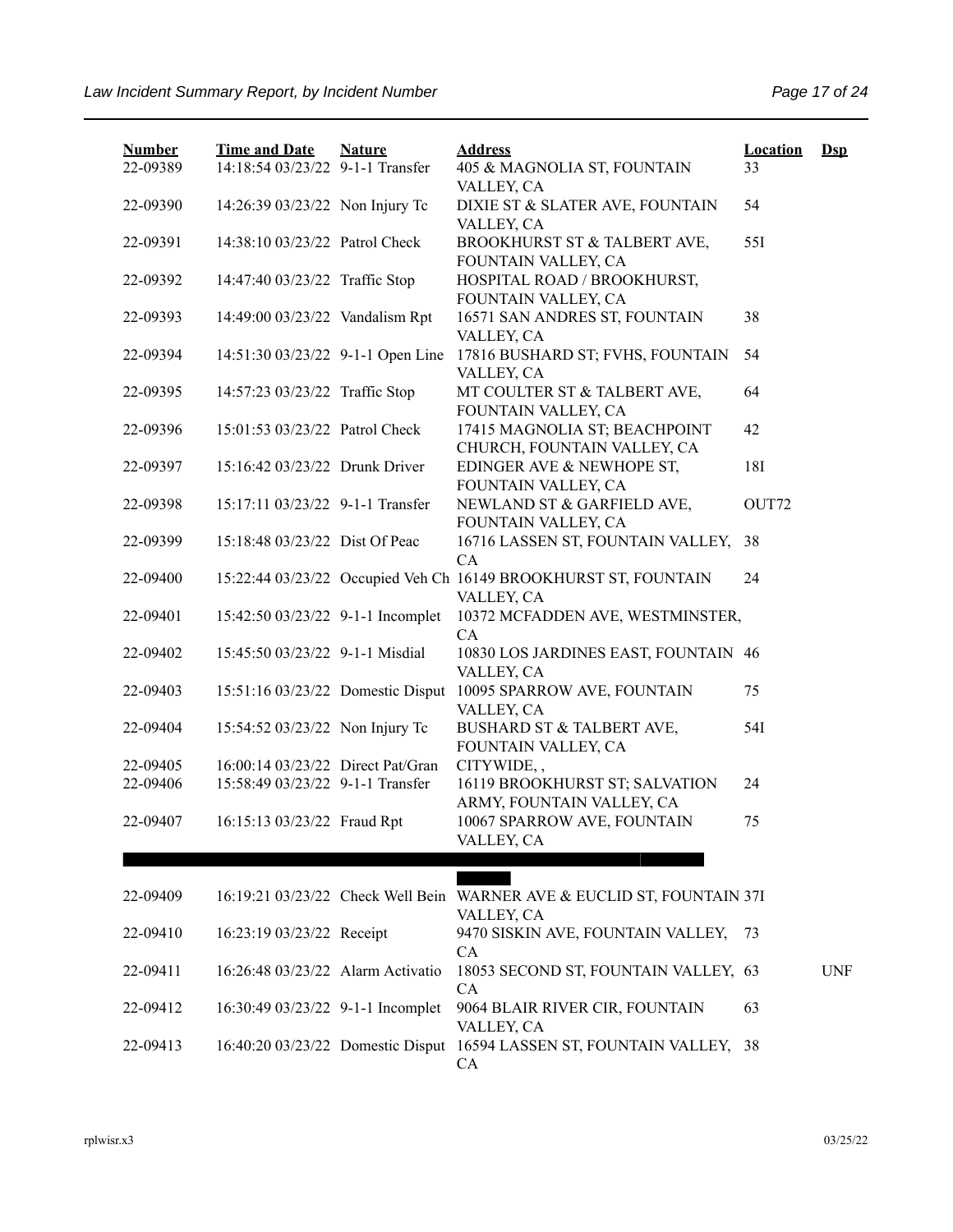| Number | Time and Date | Nature | Address | Location | Dsp |
|---|---|---|---|---|---|
| 22-09389 | 14:18:54 03/23/22 | 9-1-1 Transfer | 405 & MAGNOLIA ST, FOUNTAIN VALLEY, CA | 33 | |
| 22-09390 | 14:26:39 03/23/22 | Non Injury Tc | DIXIE ST & SLATER AVE, FOUNTAIN VALLEY, CA | 54 | |
| 22-09391 | 14:38:10 03/23/22 | Patrol Check | BROOKHURST ST & TALBERT AVE, FOUNTAIN VALLEY, CA | 55I | |
| 22-09392 | 14:47:40 03/23/22 | Traffic Stop | HOSPITAL ROAD / BROOKHURST, FOUNTAIN VALLEY, CA | | |
| 22-09393 | 14:49:00 03/23/22 | Vandalism Rpt | 16571 SAN ANDRES ST, FOUNTAIN VALLEY, CA | 38 | |
| 22-09394 | 14:51:30 03/23/22 | 9-1-1 Open Line | 17816 BUSHARD ST; FVHS, FOUNTAIN VALLEY, CA | 54 | |
| 22-09395 | 14:57:23 03/23/22 | Traffic Stop | MT COULTER ST & TALBERT AVE, FOUNTAIN VALLEY, CA | 64 | |
| 22-09396 | 15:01:53 03/23/22 | Patrol Check | 17415 MAGNOLIA ST; BEACHPOINT CHURCH, FOUNTAIN VALLEY, CA | 42 | |
| 22-09397 | 15:16:42 03/23/22 | Drunk Driver | EDINGER AVE & NEWHOPE ST, FOUNTAIN VALLEY, CA | 18I | |
| 22-09398 | 15:17:11 03/23/22 | 9-1-1 Transfer | NEWLAND ST & GARFIELD AVE, FOUNTAIN VALLEY, CA | OUT72 | |
| 22-09399 | 15:18:48 03/23/22 | Dist Of Peac | 16716 LASSEN ST, FOUNTAIN VALLEY, CA | 38 | |
| 22-09400 | 15:22:44 03/23/22 | Occupied Veh Ch | 16149 BROOKHURST ST, FOUNTAIN VALLEY, CA | 24 | |
| 22-09401 | 15:42:50 03/23/22 | 9-1-1 Incomplet | 10372 MCFADDEN AVE, WESTMINSTER, CA | | |
| 22-09402 | 15:45:50 03/23/22 | 9-1-1 Misdial | 10830 LOS JARDINES EAST, FOUNTAIN VALLEY, CA | 46 | |
| 22-09403 | 15:51:16 03/23/22 | Domestic Disput | 10095 SPARROW AVE, FOUNTAIN VALLEY, CA | 75 | |
| 22-09404 | 15:54:52 03/23/22 | Non Injury Tc | BUSHARD ST & TALBERT AVE, FOUNTAIN VALLEY, CA | 54I | |
| 22-09405 | 16:00:14 03/23/22 | Direct Pat/Gran | CITYWIDE, , | | |
| 22-09406 | 15:58:49 03/23/22 | 9-1-1 Transfer | 16119 BROOKHURST ST; SALVATION ARMY, FOUNTAIN VALLEY, CA | 24 | |
| 22-09407 | 16:15:13 03/23/22 | Fraud Rpt | 10067 SPARROW AVE, FOUNTAIN VALLEY, CA | 75 | |
| 22-09409 | 16:19:21 03/23/22 | Check Well Bein | WARNER AVE & EUCLID ST, FOUNTAIN VALLEY, CA | 37I | |
| 22-09410 | 16:23:19 03/23/22 | Receipt | 9470 SISKIN AVE, FOUNTAIN VALLEY, CA | 73 | |
| 22-09411 | 16:26:48 03/23/22 | Alarm Activatio | 18053 SECOND ST, FOUNTAIN VALLEY, CA | 63 | UNF |
| 22-09412 | 16:30:49 03/23/22 | 9-1-1 Incomplet | 9064 BLAIR RIVER CIR, FOUNTAIN VALLEY, CA | 63 | |
| 22-09413 | 16:40:20 03/23/22 | Domestic Disput | 16594 LASSEN ST, FOUNTAIN VALLEY, CA | 38 | |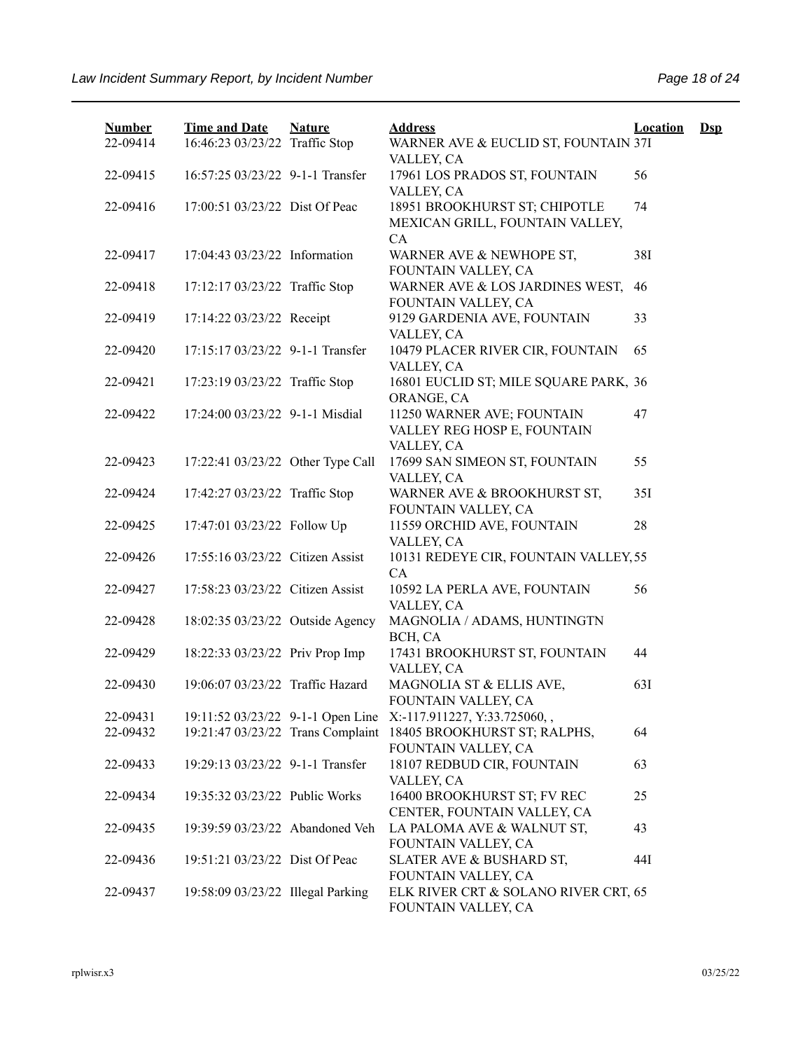| Number | Time and Date | Nature | Address | Location | Dsp |
|---|---|---|---|---|---|
| 22-09414 | 16:46:23 03/23/22 | Traffic Stop | WARNER AVE & EUCLID ST, FOUNTAIN VALLEY, CA | 37I | |
| 22-09415 | 16:57:25 03/23/22 | 9-1-1 Transfer | 17961 LOS PRADOS ST, FOUNTAIN VALLEY, CA | 56 | |
| 22-09416 | 17:00:51 03/23/22 | Dist Of Peac | 18951 BROOKHURST ST; CHIPOTLE MEXICAN GRILL, FOUNTAIN VALLEY, CA | 74 | |
| 22-09417 | 17:04:43 03/23/22 | Information | WARNER AVE & NEWHOPE ST, FOUNTAIN VALLEY, CA | 38I | |
| 22-09418 | 17:12:17 03/23/22 | Traffic Stop | WARNER AVE & LOS JARDINES WEST, FOUNTAIN VALLEY, CA | 46 | |
| 22-09419 | 17:14:22 03/23/22 | Receipt | 9129 GARDENIA AVE, FOUNTAIN VALLEY, CA | 33 | |
| 22-09420 | 17:15:17 03/23/22 | 9-1-1 Transfer | 10479 PLACER RIVER CIR, FOUNTAIN VALLEY, CA | 65 | |
| 22-09421 | 17:23:19 03/23/22 | Traffic Stop | 16801 EUCLID ST; MILE SQUARE PARK, ORANGE, CA | 36 | |
| 22-09422 | 17:24:00 03/23/22 | 9-1-1 Misdial | 11250 WARNER AVE; FOUNTAIN VALLEY REG HOSP E, FOUNTAIN VALLEY, CA | 47 | |
| 22-09423 | 17:22:41 03/23/22 | Other Type Call | 17699 SAN SIMEON ST, FOUNTAIN VALLEY, CA | 55 | |
| 22-09424 | 17:42:27 03/23/22 | Traffic Stop | WARNER AVE & BROOKHURST ST, FOUNTAIN VALLEY, CA | 35I | |
| 22-09425 | 17:47:01 03/23/22 | Follow Up | 11559 ORCHID AVE, FOUNTAIN VALLEY, CA | 28 | |
| 22-09426 | 17:55:16 03/23/22 | Citizen Assist | 10131 REDEYE CIR, FOUNTAIN VALLEY, CA | 55 | |
| 22-09427 | 17:58:23 03/23/22 | Citizen Assist | 10592 LA PERLA AVE, FOUNTAIN VALLEY, CA | 56 | |
| 22-09428 | 18:02:35 03/23/22 | Outside Agency | MAGNOLIA / ADAMS, HUNTINGTN BCH, CA | | |
| 22-09429 | 18:22:33 03/23/22 | Priv Prop Imp | 17431 BROOKHURST ST, FOUNTAIN VALLEY, CA | 44 | |
| 22-09430 | 19:06:07 03/23/22 | Traffic Hazard | MAGNOLIA ST & ELLIS AVE, FOUNTAIN VALLEY, CA | 63I | |
| 22-09431 | 19:11:52 03/23/22 | 9-1-1 Open Line | X:-117.911227, Y:33.725060, , | | |
| 22-09432 | 19:21:47 03/23/22 | Trans Complaint | 18405 BROOKHURST ST; RALPHS, FOUNTAIN VALLEY, CA | 64 | |
| 22-09433 | 19:29:13 03/23/22 | 9-1-1 Transfer | 18107 REDBUD CIR, FOUNTAIN VALLEY, CA | 63 | |
| 22-09434 | 19:35:32 03/23/22 | Public Works | 16400 BROOKHURST ST; FV REC CENTER, FOUNTAIN VALLEY, CA | 25 | |
| 22-09435 | 19:39:59 03/23/22 | Abandoned Veh | LA PALOMA AVE & WALNUT ST, FOUNTAIN VALLEY, CA | 43 | |
| 22-09436 | 19:51:21 03/23/22 | Dist Of Peac | SLATER AVE & BUSHARD ST, FOUNTAIN VALLEY, CA | 44I | |
| 22-09437 | 19:58:09 03/23/22 | Illegal Parking | ELK RIVER CRT & SOLANO RIVER CRT, FOUNTAIN VALLEY, CA | 65 | |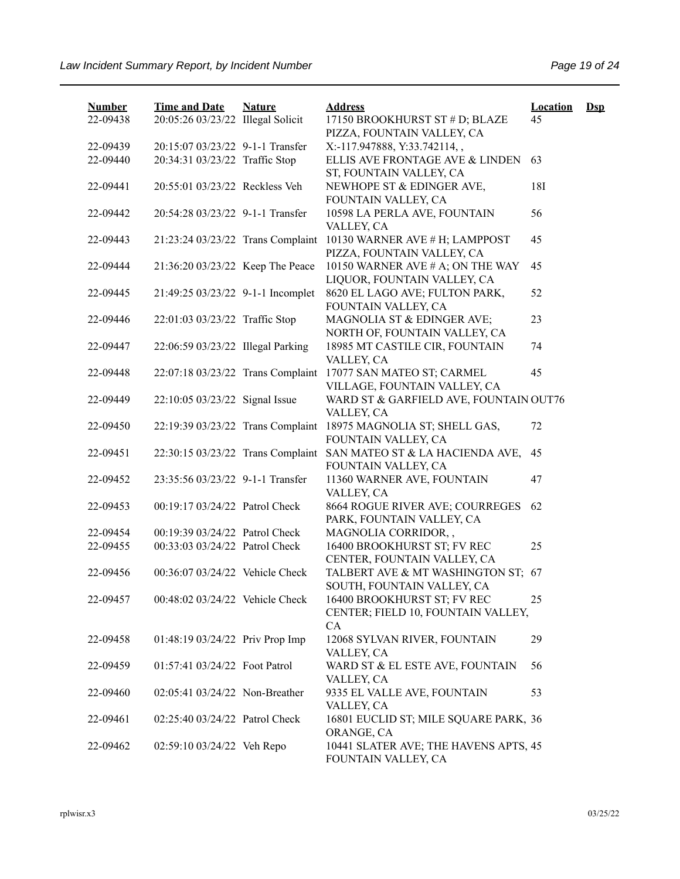| Number | Time and Date | Nature | Address | Location | Dsp |
|---|---|---|---|---|---|
| 22-09438 | 20:05:26 03/23/22 | Illegal Solicit | 17150 BROOKHURST ST # D; BLAZE PIZZA, FOUNTAIN VALLEY, CA | 45 | |
| 22-09439 | 20:15:07 03/23/22 | 9-1-1 Transfer | X:-117.947888, Y:33.742114, , | | |
| 22-09440 | 20:34:31 03/23/22 | Traffic Stop | ELLIS AVE FRONTAGE AVE & LINDEN ST, FOUNTAIN VALLEY, CA | 63 | |
| 22-09441 | 20:55:01 03/23/22 | Reckless Veh | NEWHOPE ST & EDINGER AVE, FOUNTAIN VALLEY, CA | 18I | |
| 22-09442 | 20:54:28 03/23/22 | 9-1-1 Transfer | 10598 LA PERLA AVE, FOUNTAIN VALLEY, CA | 56 | |
| 22-09443 | 21:23:24 03/23/22 | Trans Complaint | 10130 WARNER AVE # H; LAMPPOST PIZZA, FOUNTAIN VALLEY, CA | 45 | |
| 22-09444 | 21:36:20 03/23/22 | Keep The Peace | 10150 WARNER AVE # A; ON THE WAY LIQUOR, FOUNTAIN VALLEY, CA | 45 | |
| 22-09445 | 21:49:25 03/23/22 | 9-1-1 Incomplet | 8620 EL LAGO AVE; FULTON PARK, FOUNTAIN VALLEY, CA | 52 | |
| 22-09446 | 22:01:03 03/23/22 | Traffic Stop | MAGNOLIA ST & EDINGER AVE; NORTH OF, FOUNTAIN VALLEY, CA | 23 | |
| 22-09447 | 22:06:59 03/23/22 | Illegal Parking | 18985 MT CASTILE CIR, FOUNTAIN VALLEY, CA | 74 | |
| 22-09448 | 22:07:18 03/23/22 | Trans Complaint | 17077 SAN MATEO ST; CARMEL VILLAGE, FOUNTAIN VALLEY, CA | 45 | |
| 22-09449 | 22:10:05 03/23/22 | Signal Issue | WARD ST & GARFIELD AVE, FOUNTAIN VALLEY, CA | OUT76 | |
| 22-09450 | 22:19:39 03/23/22 | Trans Complaint | 18975 MAGNOLIA ST; SHELL GAS, FOUNTAIN VALLEY, CA | 72 | |
| 22-09451 | 22:30:15 03/23/22 | Trans Complaint | SAN MATEO ST & LA HACIENDA AVE, FOUNTAIN VALLEY, CA | 45 | |
| 22-09452 | 23:35:56 03/23/22 | 9-1-1 Transfer | 11360 WARNER AVE, FOUNTAIN VALLEY, CA | 47 | |
| 22-09453 | 00:19:17 03/24/22 | Patrol Check | 8664 ROGUE RIVER AVE; COURREGES PARK, FOUNTAIN VALLEY, CA | 62 | |
| 22-09454 | 00:19:39 03/24/22 | Patrol Check | MAGNOLIA CORRIDOR, , | | |
| 22-09455 | 00:33:03 03/24/22 | Patrol Check | 16400 BROOKHURST ST; FV REC CENTER, FOUNTAIN VALLEY, CA | 25 | |
| 22-09456 | 00:36:07 03/24/22 | Vehicle Check | TALBERT AVE & MT WASHINGTON ST; SOUTH, FOUNTAIN VALLEY, CA | 67 | |
| 22-09457 | 00:48:02 03/24/22 | Vehicle Check | 16400 BROOKHURST ST; FV REC CENTER; FIELD 10, FOUNTAIN VALLEY, CA | 25 | |
| 22-09458 | 01:48:19 03/24/22 | Priv Prop Imp | 12068 SYLVAN RIVER, FOUNTAIN VALLEY, CA | 29 | |
| 22-09459 | 01:57:41 03/24/22 | Foot Patrol | WARD ST & EL ESTE AVE, FOUNTAIN VALLEY, CA | 56 | |
| 22-09460 | 02:05:41 03/24/22 | Non-Breather | 9335 EL VALLE AVE, FOUNTAIN VALLEY, CA | 53 | |
| 22-09461 | 02:25:40 03/24/22 | Patrol Check | 16801 EUCLID ST; MILE SQUARE PARK, ORANGE, CA | 36 | |
| 22-09462 | 02:59:10 03/24/22 | Veh Repo | 10441 SLATER AVE; THE HAVENS APTS, FOUNTAIN VALLEY, CA | 45 | |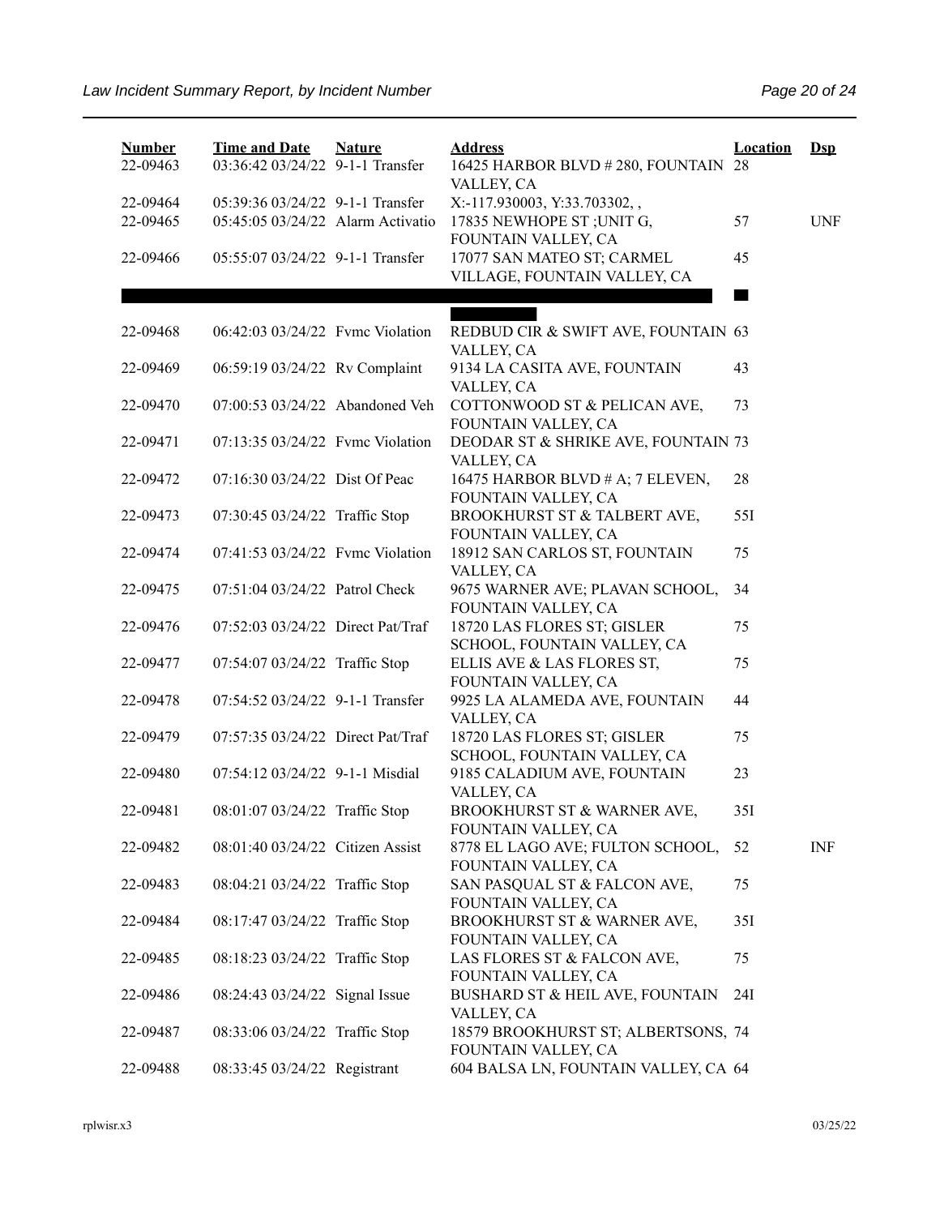| Number | Time and Date | Nature | Address | Location | Dsp |
|---|---|---|---|---|---|
| 22-09463 | 03:36:42 03/24/22 | 9-1-1 Transfer | 16425 HARBOR BLVD # 280, FOUNTAIN VALLEY, CA | 28 | |
| 22-09464 | 05:39:36 03/24/22 | 9-1-1 Transfer | X:-117.930003, Y:33.703302, , | | |
| 22-09465 | 05:45:05 03/24/22 | Alarm Activatio | 17835 NEWHOPE ST ;UNIT G, FOUNTAIN VALLEY, CA | 57 | UNF |
| 22-09466 | 05:55:07 03/24/22 | 9-1-1 Transfer | 17077 SAN MATEO ST; CARMEL VILLAGE, FOUNTAIN VALLEY, CA | 45 | |
| | | | | | |
| 22-09468 | 06:42:03 03/24/22 | Fvmc Violation | REDBUD CIR & SWIFT AVE, FOUNTAIN VALLEY, CA | 63 | |
| 22-09469 | 06:59:19 03/24/22 | Rv Complaint | 9134 LA CASITA AVE, FOUNTAIN VALLEY, CA | 43 | |
| 22-09470 | 07:00:53 03/24/22 | Abandoned Veh | COTTONWOOD ST & PELICAN AVE, FOUNTAIN VALLEY, CA | 73 | |
| 22-09471 | 07:13:35 03/24/22 | Fvmc Violation | DEODAR ST & SHRIKE AVE, FOUNTAIN VALLEY, CA | 73 | |
| 22-09472 | 07:16:30 03/24/22 | Dist Of Peac | 16475 HARBOR BLVD # A; 7 ELEVEN, FOUNTAIN VALLEY, CA | 28 | |
| 22-09473 | 07:30:45 03/24/22 | Traffic Stop | BROOKHURST ST & TALBERT AVE, FOUNTAIN VALLEY, CA | 55I | |
| 22-09474 | 07:41:53 03/24/22 | Fvmc Violation | 18912 SAN CARLOS ST, FOUNTAIN VALLEY, CA | 75 | |
| 22-09475 | 07:51:04 03/24/22 | Patrol Check | 9675 WARNER AVE; PLAVAN SCHOOL, FOUNTAIN VALLEY, CA | 34 | |
| 22-09476 | 07:52:03 03/24/22 | Direct Pat/Traf | 18720 LAS FLORES ST; GISLER SCHOOL, FOUNTAIN VALLEY, CA | 75 | |
| 22-09477 | 07:54:07 03/24/22 | Traffic Stop | ELLIS AVE & LAS FLORES ST, FOUNTAIN VALLEY, CA | 75 | |
| 22-09478 | 07:54:52 03/24/22 | 9-1-1 Transfer | 9925 LA ALAMEDA AVE, FOUNTAIN VALLEY, CA | 44 | |
| 22-09479 | 07:57:35 03/24/22 | Direct Pat/Traf | 18720 LAS FLORES ST; GISLER SCHOOL, FOUNTAIN VALLEY, CA | 75 | |
| 22-09480 | 07:54:12 03/24/22 | 9-1-1 Misdial | 9185 CALADIUM AVE, FOUNTAIN VALLEY, CA | 23 | |
| 22-09481 | 08:01:07 03/24/22 | Traffic Stop | BROOKHURST ST & WARNER AVE, FOUNTAIN VALLEY, CA | 35I | |
| 22-09482 | 08:01:40 03/24/22 | Citizen Assist | 8778 EL LAGO AVE; FULTON SCHOOL, FOUNTAIN VALLEY, CA | 52 | INF |
| 22-09483 | 08:04:21 03/24/22 | Traffic Stop | SAN PASQUAL ST & FALCON AVE, FOUNTAIN VALLEY, CA | 75 | |
| 22-09484 | 08:17:47 03/24/22 | Traffic Stop | BROOKHURST ST & WARNER AVE, FOUNTAIN VALLEY, CA | 35I | |
| 22-09485 | 08:18:23 03/24/22 | Traffic Stop | LAS FLORES ST & FALCON AVE, FOUNTAIN VALLEY, CA | 75 | |
| 22-09486 | 08:24:43 03/24/22 | Signal Issue | BUSHARD ST & HEIL AVE, FOUNTAIN VALLEY, CA | 24I | |
| 22-09487 | 08:33:06 03/24/22 | Traffic Stop | 18579 BROOKHURST ST; ALBERTSONS, FOUNTAIN VALLEY, CA | 74 | |
| 22-09488 | 08:33:45 03/24/22 | Registrant | 604 BALSA LN, FOUNTAIN VALLEY, CA | 64 | |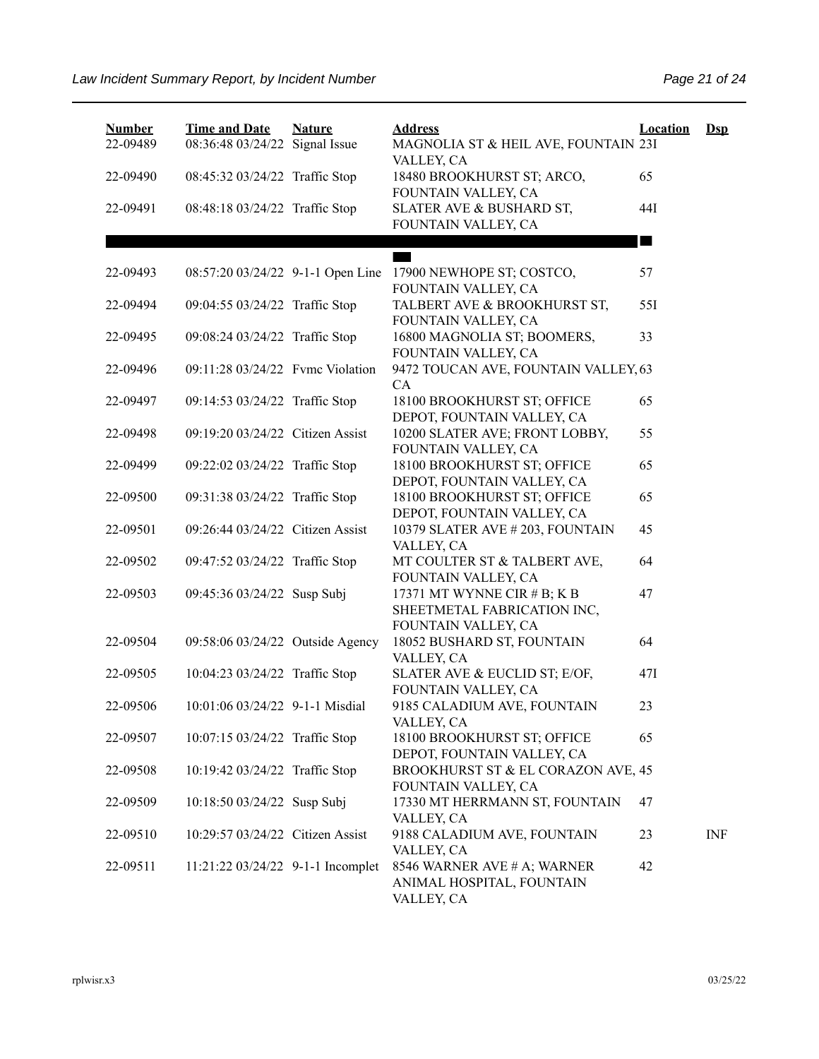| Number | Time and Date | Nature | Address | Location | Dsp |
|---|---|---|---|---|---|
| 22-09489 | 08:36:48 03/24/22 | Signal Issue | MAGNOLIA ST & HEIL AVE, FOUNTAIN VALLEY, CA | 23I | |
| 22-09490 | 08:45:32 03/24/22 | Traffic Stop | 18480 BROOKHURST ST; ARCO, FOUNTAIN VALLEY, CA | 65 | |
| 22-09491 | 08:48:18 03/24/22 | Traffic Stop | SLATER AVE & BUSHARD ST, FOUNTAIN VALLEY, CA | 44I | |
| | | | | | |
| 22-09493 | 08:57:20 03/24/22 | 9-1-1 Open Line | 17900 NEWHOPE ST; COSTCO, FOUNTAIN VALLEY, CA | 57 | |
| 22-09494 | 09:04:55 03/24/22 | Traffic Stop | TALBERT AVE & BROOKHURST ST, FOUNTAIN VALLEY, CA | 55I | |
| 22-09495 | 09:08:24 03/24/22 | Traffic Stop | 16800 MAGNOLIA ST; BOOMERS, FOUNTAIN VALLEY, CA | 33 | |
| 22-09496 | 09:11:28 03/24/22 | Fvmc Violation | 9472 TOUCAN AVE, FOUNTAIN VALLEY, CA | 63 | |
| 22-09497 | 09:14:53 03/24/22 | Traffic Stop | 18100 BROOKHURST ST; OFFICE DEPOT, FOUNTAIN VALLEY, CA | 65 | |
| 22-09498 | 09:19:20 03/24/22 | Citizen Assist | 10200 SLATER AVE; FRONT LOBBY, FOUNTAIN VALLEY, CA | 55 | |
| 22-09499 | 09:22:02 03/24/22 | Traffic Stop | 18100 BROOKHURST ST; OFFICE DEPOT, FOUNTAIN VALLEY, CA | 65 | |
| 22-09500 | 09:31:38 03/24/22 | Traffic Stop | 18100 BROOKHURST ST; OFFICE DEPOT, FOUNTAIN VALLEY, CA | 65 | |
| 22-09501 | 09:26:44 03/24/22 | Citizen Assist | 10379 SLATER AVE # 203, FOUNTAIN VALLEY, CA | 45 | |
| 22-09502 | 09:47:52 03/24/22 | Traffic Stop | MT COULTER ST & TALBERT AVE, FOUNTAIN VALLEY, CA | 64 | |
| 22-09503 | 09:45:36 03/24/22 | Susp Subj | 17371 MT WYNNE CIR # B; K B SHEETMETAL FABRICATION INC, FOUNTAIN VALLEY, CA | 47 | |
| 22-09504 | 09:58:06 03/24/22 | Outside Agency | 18052 BUSHARD ST, FOUNTAIN VALLEY, CA | 64 | |
| 22-09505 | 10:04:23 03/24/22 | Traffic Stop | SLATER AVE & EUCLID ST; E/OF, FOUNTAIN VALLEY, CA | 47I | |
| 22-09506 | 10:01:06 03/24/22 | 9-1-1 Misdial | 9185 CALADIUM AVE, FOUNTAIN VALLEY, CA | 23 | |
| 22-09507 | 10:07:15 03/24/22 | Traffic Stop | 18100 BROOKHURST ST; OFFICE DEPOT, FOUNTAIN VALLEY, CA | 65 | |
| 22-09508 | 10:19:42 03/24/22 | Traffic Stop | BROOKHURST ST & EL CORAZON AVE, FOUNTAIN VALLEY, CA | 45 | |
| 22-09509 | 10:18:50 03/24/22 | Susp Subj | 17330 MT HERRMANN ST, FOUNTAIN VALLEY, CA | 47 | |
| 22-09510 | 10:29:57 03/24/22 | Citizen Assist | 9188 CALADIUM AVE, FOUNTAIN VALLEY, CA | 23 | INF |
| 22-09511 | 11:21:22 03/24/22 | 9-1-1 Incomplet | 8546 WARNER AVE # A; WARNER ANIMAL HOSPITAL, FOUNTAIN VALLEY, CA | 42 | |

rplwisr.x3 03/25/22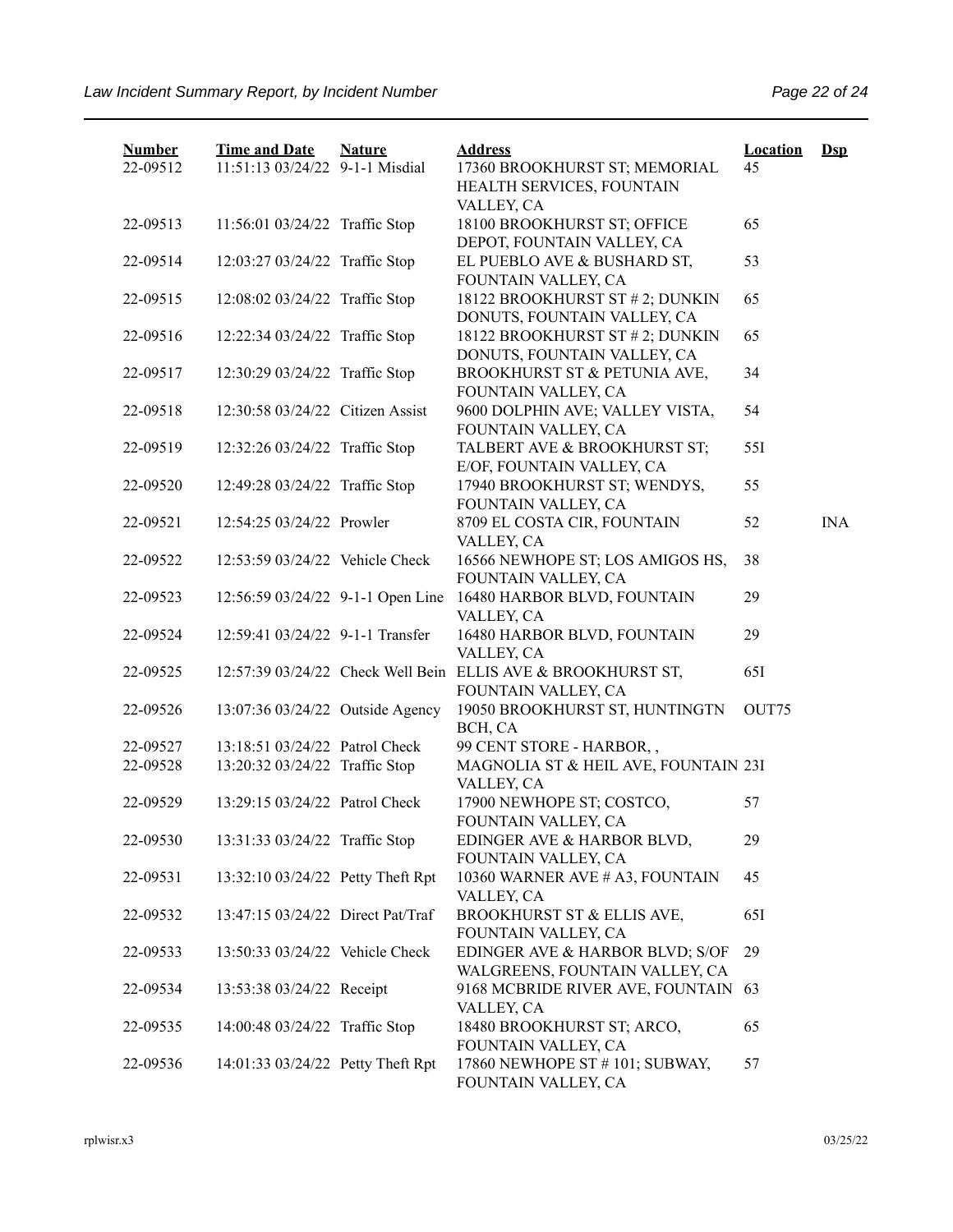| Number | Time and Date | Nature | Address | Location | Dsp |
|---|---|---|---|---|---|
| 22-09512 | 11:51:13 03/24/22 | 9-1-1 Misdial | 17360 BROOKHURST ST; MEMORIAL HEALTH SERVICES, FOUNTAIN VALLEY, CA | 45 | |
| 22-09513 | 11:56:01 03/24/22 | Traffic Stop | 18100 BROOKHURST ST; OFFICE DEPOT, FOUNTAIN VALLEY, CA | 65 | |
| 22-09514 | 12:03:27 03/24/22 | Traffic Stop | EL PUEBLO AVE & BUSHARD ST, FOUNTAIN VALLEY, CA | 53 | |
| 22-09515 | 12:08:02 03/24/22 | Traffic Stop | 18122 BROOKHURST ST # 2; DUNKIN DONUTS, FOUNTAIN VALLEY, CA | 65 | |
| 22-09516 | 12:22:34 03/24/22 | Traffic Stop | 18122 BROOKHURST ST # 2; DUNKIN DONUTS, FOUNTAIN VALLEY, CA | 65 | |
| 22-09517 | 12:30:29 03/24/22 | Traffic Stop | BROOKHURST ST & PETUNIA AVE, FOUNTAIN VALLEY, CA | 34 | |
| 22-09518 | 12:30:58 03/24/22 | Citizen Assist | 9600 DOLPHIN AVE; VALLEY VISTA, FOUNTAIN VALLEY, CA | 54 | |
| 22-09519 | 12:32:26 03/24/22 | Traffic Stop | TALBERT AVE & BROOKHURST ST; E/OF, FOUNTAIN VALLEY, CA | 55I | |
| 22-09520 | 12:49:28 03/24/22 | Traffic Stop | 17940 BROOKHURST ST; WENDYS, FOUNTAIN VALLEY, CA | 55 | |
| 22-09521 | 12:54:25 03/24/22 | Prowler | 8709 EL COSTA CIR, FOUNTAIN VALLEY, CA | 52 | INA |
| 22-09522 | 12:53:59 03/24/22 | Vehicle Check | 16566 NEWHOPE ST; LOS AMIGOS HS, FOUNTAIN VALLEY, CA | 38 | |
| 22-09523 | 12:56:59 03/24/22 | 9-1-1 Open Line | 16480 HARBOR BLVD, FOUNTAIN VALLEY, CA | 29 | |
| 22-09524 | 12:59:41 03/24/22 | 9-1-1 Transfer | 16480 HARBOR BLVD, FOUNTAIN VALLEY, CA | 29 | |
| 22-09525 | 12:57:39 03/24/22 | Check Well Bein | ELLIS AVE & BROOKHURST ST, FOUNTAIN VALLEY, CA | 65I | |
| 22-09526 | 13:07:36 03/24/22 | Outside Agency | 19050 BROOKHURST ST, HUNTINGTN BCH, CA | OUT75 | |
| 22-09527 | 13:18:51 03/24/22 | Patrol Check | 99 CENT STORE - HARBOR, , | | |
| 22-09528 | 13:20:32 03/24/22 | Traffic Stop | MAGNOLIA ST & HEIL AVE, FOUNTAIN VALLEY, CA | 23I | |
| 22-09529 | 13:29:15 03/24/22 | Patrol Check | 17900 NEWHOPE ST; COSTCO, FOUNTAIN VALLEY, CA | 57 | |
| 22-09530 | 13:31:33 03/24/22 | Traffic Stop | EDINGER AVE & HARBOR BLVD, FOUNTAIN VALLEY, CA | 29 | |
| 22-09531 | 13:32:10 03/24/22 | Petty Theft Rpt | 10360 WARNER AVE # A3, FOUNTAIN VALLEY, CA | 45 | |
| 22-09532 | 13:47:15 03/24/22 | Direct Pat/Traf | BROOKHURST ST & ELLIS AVE, FOUNTAIN VALLEY, CA | 65I | |
| 22-09533 | 13:50:33 03/24/22 | Vehicle Check | EDINGER AVE & HARBOR BLVD; S/OF WALGREENS, FOUNTAIN VALLEY, CA | 29 | |
| 22-09534 | 13:53:38 03/24/22 | Receipt | 9168 MCBRIDE RIVER AVE, FOUNTAIN VALLEY, CA | 63 | |
| 22-09535 | 14:00:48 03/24/22 | Traffic Stop | 18480 BROOKHURST ST; ARCO, FOUNTAIN VALLEY, CA | 65 | |
| 22-09536 | 14:01:33 03/24/22 | Petty Theft Rpt | 17860 NEWHOPE ST # 101; SUBWAY, FOUNTAIN VALLEY, CA | 57 | |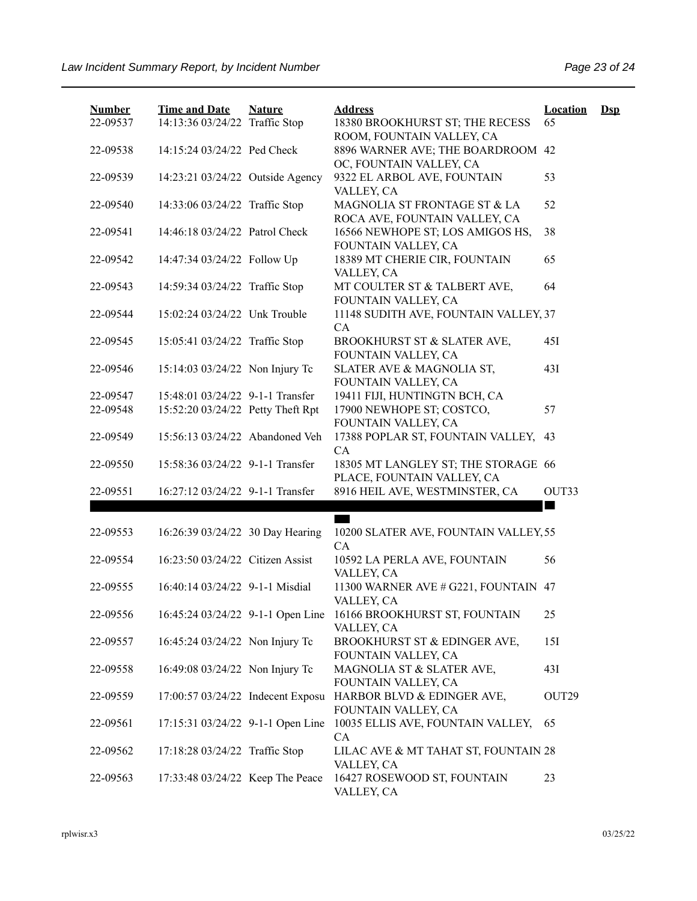| Number | Time and Date | Nature | Address | Location | Dsp |
|---|---|---|---|---|---|
| 22-09537 | 14:13:36 03/24/22 | Traffic Stop | 18380 BROOKHURST ST; THE RECESS ROOM, FOUNTAIN VALLEY, CA | 65 | |
| 22-09538 | 14:15:24 03/24/22 | Ped Check | 8896 WARNER AVE; THE BOARDROOM OC, FOUNTAIN VALLEY, CA | 42 | |
| 22-09539 | 14:23:21 03/24/22 | Outside Agency | 9322 EL ARBOL AVE, FOUNTAIN VALLEY, CA | 53 | |
| 22-09540 | 14:33:06 03/24/22 | Traffic Stop | MAGNOLIA ST FRONTAGE ST & LA ROCA AVE, FOUNTAIN VALLEY, CA | 52 | |
| 22-09541 | 14:46:18 03/24/22 | Patrol Check | 16566 NEWHOPE ST; LOS AMIGOS HS, FOUNTAIN VALLEY, CA | 38 | |
| 22-09542 | 14:47:34 03/24/22 | Follow Up | 18389 MT CHERIE CIR, FOUNTAIN VALLEY, CA | 65 | |
| 22-09543 | 14:59:34 03/24/22 | Traffic Stop | MT COULTER ST & TALBERT AVE, FOUNTAIN VALLEY, CA | 64 | |
| 22-09544 | 15:02:24 03/24/22 | Unk Trouble | 11148 SUDITH AVE, FOUNTAIN VALLEY, CA | 37 | |
| 22-09545 | 15:05:41 03/24/22 | Traffic Stop | BROOKHURST ST & SLATER AVE, FOUNTAIN VALLEY, CA | 45I | |
| 22-09546 | 15:14:03 03/24/22 | Non Injury Tc | SLATER AVE & MAGNOLIA ST, FOUNTAIN VALLEY, CA | 43I | |
| 22-09547 | 15:48:01 03/24/22 | 9-1-1 Transfer | 19411 FIJI, HUNTINGTN BCH, CA | | |
| 22-09548 | 15:52:20 03/24/22 | Petty Theft Rpt | 17900 NEWHOPE ST; COSTCO, FOUNTAIN VALLEY, CA | 57 | |
| 22-09549 | 15:56:13 03/24/22 | Abandoned Veh | 17388 POPLAR ST, FOUNTAIN VALLEY, CA | 43 | |
| 22-09550 | 15:58:36 03/24/22 | 9-1-1 Transfer | 18305 MT LANGLEY ST; THE STORAGE PLACE, FOUNTAIN VALLEY, CA | 66 | |
| 22-09551 | 16:27:12 03/24/22 | 9-1-1 Transfer | 8916 HEIL AVE, WESTMINSTER, CA | OUT33 | |
| 22-09553 | 16:26:39 03/24/22 | 30 Day Hearing | 10200 SLATER AVE, FOUNTAIN VALLEY, CA | 55 | |
| 22-09554 | 16:23:50 03/24/22 | Citizen Assist | 10592 LA PERLA AVE, FOUNTAIN VALLEY, CA | 56 | |
| 22-09555 | 16:40:14 03/24/22 | 9-1-1 Misdial | 11300 WARNER AVE # G221, FOUNTAIN VALLEY, CA | 47 | |
| 22-09556 | 16:45:24 03/24/22 | 9-1-1 Open Line | 16166 BROOKHURST ST, FOUNTAIN VALLEY, CA | 25 | |
| 22-09557 | 16:45:24 03/24/22 | Non Injury Tc | BROOKHURST ST & EDINGER AVE, FOUNTAIN VALLEY, CA | 15I | |
| 22-09558 | 16:49:08 03/24/22 | Non Injury Tc | MAGNOLIA ST & SLATER AVE, FOUNTAIN VALLEY, CA | 43I | |
| 22-09559 | 17:00:57 03/24/22 | Indecent Exposu | HARBOR BLVD & EDINGER AVE, FOUNTAIN VALLEY, CA | OUT29 | |
| 22-09561 | 17:15:31 03/24/22 | 9-1-1 Open Line | 10035 ELLIS AVE, FOUNTAIN VALLEY, CA | 65 | |
| 22-09562 | 17:18:28 03/24/22 | Traffic Stop | LILAC AVE & MT TAHAT ST, FOUNTAIN VALLEY, CA | 28 | |
| 22-09563 | 17:33:48 03/24/22 | Keep The Peace | 16427 ROSEWOOD ST, FOUNTAIN VALLEY, CA | 23 | |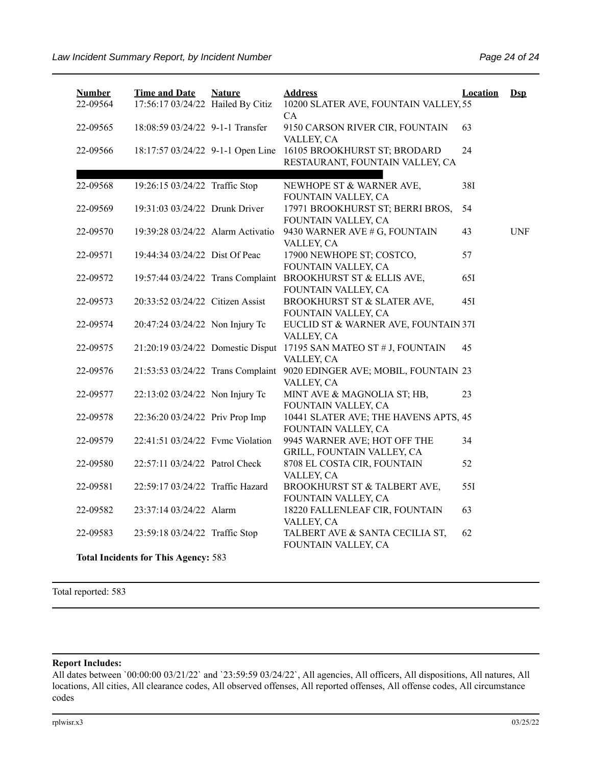| Number | Time and Date | Nature | Address | Location | Dsp |
|---|---|---|---|---|---|
| 22-09564 | 17:56:17 03/24/22 | Hailed By Citiz | 10200 SLATER AVE, FOUNTAIN VALLEY, CA | 55 | |
| 22-09565 | 18:08:59 03/24/22 | 9-1-1 Transfer | 9150 CARSON RIVER CIR, FOUNTAIN VALLEY, CA | 63 | |
| 22-09566 | 18:17:57 03/24/22 | 9-1-1 Open Line | 16105 BROOKHURST ST; BRODARD RESTAURANT, FOUNTAIN VALLEY, CA | 24 | |
| 22-09568 | 19:26:15 03/24/22 | Traffic Stop | NEWHOPE ST & WARNER AVE, FOUNTAIN VALLEY, CA | 38I | |
| 22-09569 | 19:31:03 03/24/22 | Drunk Driver | 17971 BROOKHURST ST; BERRI BROS, FOUNTAIN VALLEY, CA | 54 | |
| 22-09570 | 19:39:28 03/24/22 | Alarm Activatio | 9430 WARNER AVE # G, FOUNTAIN VALLEY, CA | 43 | UNF |
| 22-09571 | 19:44:34 03/24/22 | Dist Of Peac | 17900 NEWHOPE ST; COSTCO, FOUNTAIN VALLEY, CA | 57 | |
| 22-09572 | 19:57:44 03/24/22 | Trans Complaint | BROOKHURST ST & ELLIS AVE, FOUNTAIN VALLEY, CA | 65I | |
| 22-09573 | 20:33:52 03/24/22 | Citizen Assist | BROOKHURST ST & SLATER AVE, FOUNTAIN VALLEY, CA | 45I | |
| 22-09574 | 20:47:24 03/24/22 | Non Injury Tc | EUCLID ST & WARNER AVE, FOUNTAIN VALLEY, CA | 37I | |
| 22-09575 | 21:20:19 03/24/22 | Domestic Disput | 17195 SAN MATEO ST # J, FOUNTAIN VALLEY, CA | 45 | |
| 22-09576 | 21:53:53 03/24/22 | Trans Complaint | 9020 EDINGER AVE; MOBIL, FOUNTAIN VALLEY, CA | 23 | |
| 22-09577 | 22:13:02 03/24/22 | Non Injury Tc | MINT AVE & MAGNOLIA ST; HB, FOUNTAIN VALLEY, CA | 23 | |
| 22-09578 | 22:36:20 03/24/22 | Priv Prop Imp | 10441 SLATER AVE; THE HAVENS APTS, FOUNTAIN VALLEY, CA | 45 | |
| 22-09579 | 22:41:51 03/24/22 | Fvmc Violation | 9945 WARNER AVE; HOT OFF THE GRILL, FOUNTAIN VALLEY, CA | 34 | |
| 22-09580 | 22:57:11 03/24/22 | Patrol Check | 8708 EL COSTA CIR, FOUNTAIN VALLEY, CA | 52 | |
| 22-09581 | 22:59:17 03/24/22 | Traffic Hazard | BROOKHURST ST & TALBERT AVE, FOUNTAIN VALLEY, CA | 55I | |
| 22-09582 | 23:37:14 03/24/22 | Alarm | 18220 FALLENLEAF CIR, FOUNTAIN VALLEY, CA | 63 | |
| 22-09583 | 23:59:18 03/24/22 | Traffic Stop | TALBERT AVE & SANTA CECILIA ST, FOUNTAIN VALLEY, CA | 62 | |

**Total Incidents for This Agency:** 583

Total reported: 583

**Report Includes:**

All dates between `00:00:00 03/21/22` and `23:59:59 03/24/22`, All agencies, All officers, All dispositions, All natures, All locations, All cities, All clearance codes, All observed offenses, All reported offenses, All offense codes, All circumstance codes